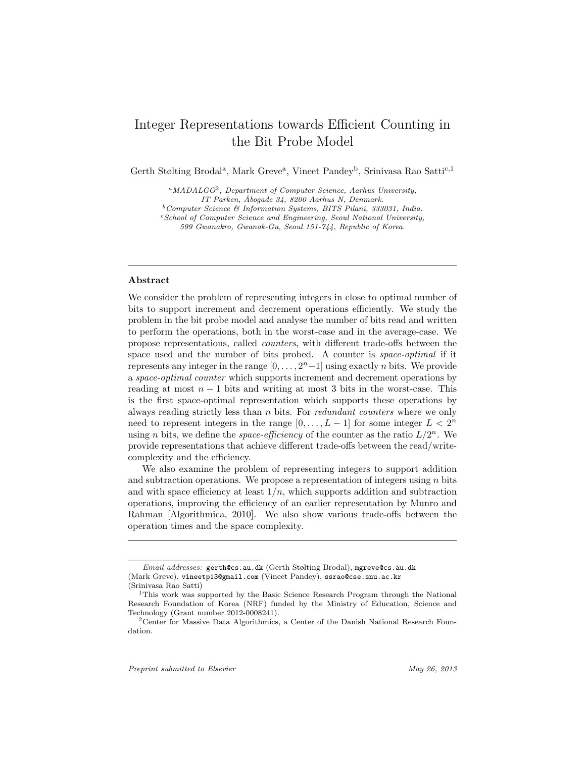# Integer Representations towards Efficient Counting in the Bit Probe Model

Gerth Stølting Brodal[a], Mark Greve[a], Vineet Pandey[b], Srinivasa Rao Satti[c,1]

[a] *MADALGO*[2]*, Department of Computer Science, Aarhus University, IT Parken, Åbogade 34, 8200 Aarhus N, Denmark.*
[b] *Computer Science & Information Systems, BITS Pilani, 333031, India.*
[c] *School of Computer Science and Engineering, Seoul National University, 599 Gwanakro, Gwanak-Gu, Seoul 151-744, Republic of Korea.*

---

## Abstract

We consider the problem of representing integers in close to optimal number of bits to support increment and decrement operations efficiently. We study the problem in the bit probe model and analyse the number of bits read and written to perform the operations, both in the worst-case and in the average-case. We propose representations, called *counters*, with different trade-offs between the space used and the number of bits probed. A counter is *space-optimal* if it represents any integer in the range $[0, \ldots, 2^n - 1]$ using exactly $n$ bits. We provide a *space-optimal counter* which supports increment and decrement operations by reading at most $n-1$ bits and writing at most 3 bits in the worst-case. This is the first space-optimal representation which supports these operations by always reading strictly less than $n$ bits. For *redundant counters* where we only need to represent integers in the range $[0, \ldots, L-1]$ for some integer $L < 2^n$ using $n$ bits, we define the *space-efficiency* of the counter as the ratio $L/2^n$. We provide representations that achieve different trade-offs between the read/write-complexity and the efficiency.

We also examine the problem of representing integers to support addition and subtraction operations. We propose a representation of integers using $n$ bits and with space efficiency at least $1/n$, which supports addition and subtraction operations, improving the efficiency of an earlier representation by Munro and Rahman [Algorithmica, 2010]. We also show various trade-offs between the operation times and the space complexity.

---

*Email addresses:* gerth@cs.au.dk (Gerth Stølting Brodal), mgreve@cs.au.dk (Mark Greve), vineetp13@gmail.com (Vineet Pandey), ssrao@cse.snu.ac.kr (Srinivasa Rao Satti)

[1] This work was supported by the Basic Science Research Program through the National Research Foundation of Korea (NRF) funded by the Ministry of Education, Science and Technology (Grant number 2012-0008241).

[2] Center for Massive Data Algorithmics, a Center of the Danish National Research Foundation.

*Preprint submitted to Elsevier* *May 26, 2013*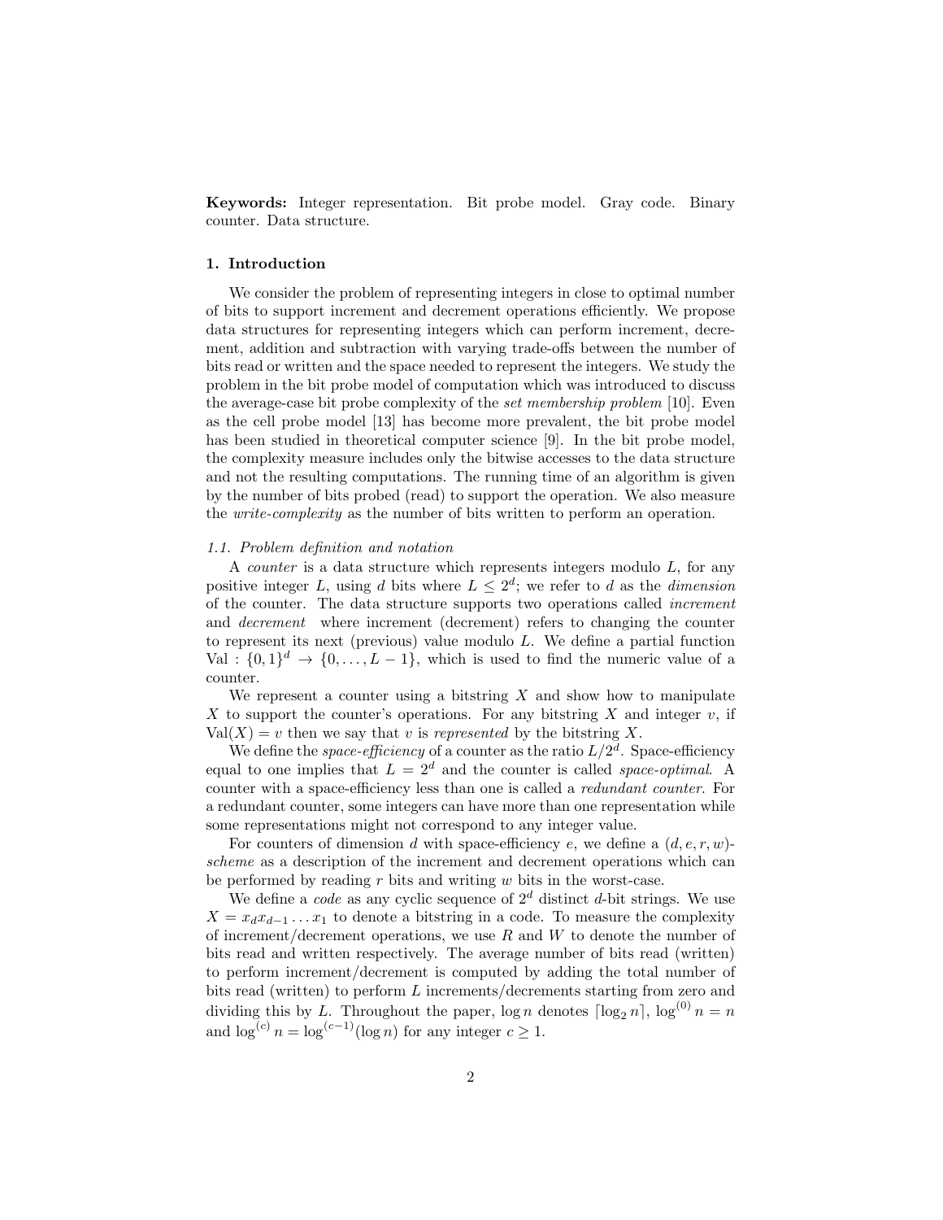**Keywords:** Integer representation. Bit probe model. Gray code. Binary counter. Data structure.

## 1. Introduction

We consider the problem of representing integers in close to optimal number of bits to support increment and decrement operations efficiently. We propose data structures for representing integers which can perform increment, decrement, addition and subtraction with varying trade-offs between the number of bits read or written and the space needed to represent the integers. We study the problem in the bit probe model of computation which was introduced to discuss the average-case bit probe complexity of the *set membership problem* [10]. Even as the cell probe model [13] has become more prevalent, the bit probe model has been studied in theoretical computer science [9]. In the bit probe model, the complexity measure includes only the bitwise accesses to the data structure and not the resulting computations. The running time of an algorithm is given by the number of bits probed (read) to support the operation. We also measure the *write-complexity* as the number of bits written to perform an operation.

### 1.1. Problem definition and notation

A *counter* is a data structure which represents integers modulo $L$, for any positive integer $L$, using $d$ bits where $L \leq 2^d$; we refer to $d$ as the *dimension* of the counter. The data structure supports two operations called *increment* and *decrement* where increment (decrement) refers to changing the counter to represent its next (previous) value modulo $L$. We define a partial function $\mathrm{Val} : \{0,1\}^d \to \{0, \ldots, L-1\}$, which is used to find the numeric value of a counter.

We represent a counter using a bitstring $X$ and show how to manipulate $X$ to support the counter's operations. For any bitstring $X$ and integer $v$, if $\mathrm{Val}(X) = v$ then we say that $v$ is *represented* by the bitstring $X$.

We define the *space-efficiency* of a counter as the ratio $L/2^d$. Space-efficiency equal to one implies that $L = 2^d$ and the counter is called *space-optimal*. A counter with a space-efficiency less than one is called a *redundant counter*. For a redundant counter, some integers can have more than one representation while some representations might not correspond to any integer value.

For counters of dimension $d$ with space-efficiency $e$, we define a $(d, e, r, w)$-*scheme* as a description of the increment and decrement operations which can be performed by reading $r$ bits and writing $w$ bits in the worst-case.

We define a *code* as any cyclic sequence of $2^d$ distinct $d$-bit strings. We use $X = x_d x_{d-1} \ldots x_1$ to denote a bitstring in a code. To measure the complexity of increment/decrement operations, we use $R$ and $W$ to denote the number of bits read and written respectively. The average number of bits read (written) to perform increment/decrement is computed by adding the total number of bits read (written) to perform $L$ increments/decrements starting from zero and dividing this by $L$. Throughout the paper, $\log n$ denotes $\lceil \log_2 n \rceil$, $\log^{(0)} n = n$ and $\log^{(c)} n = \log^{(c-1)}(\log n)$ for any integer $c \geq 1$.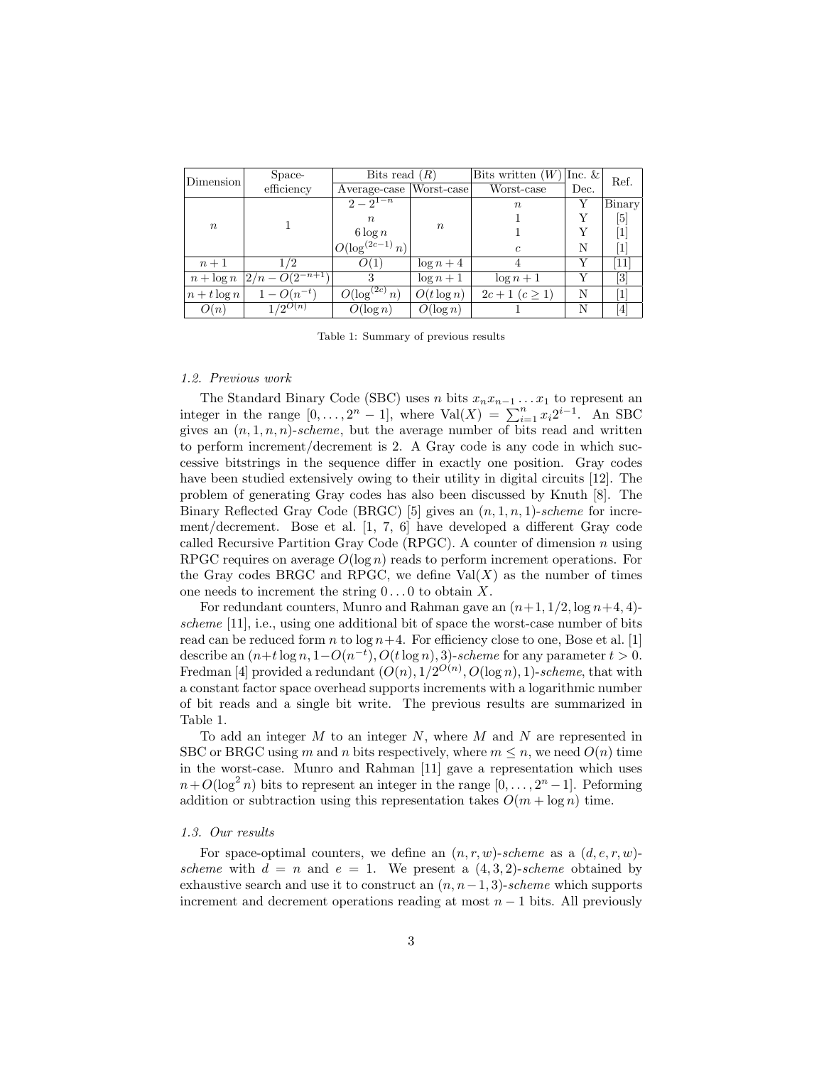| Dimension | Space-efficiency | Bits read ($R$) | | Bits written ($W$) | Inc. & Dec. | Ref. |
|---|---|---|---|---|---|---|
| | | Average-case | Worst-case | Worst-case | | |
| $n$ | 1 | $2-2^{1-n}$ | $n$ | $n$ | Y | Binary |
| | | $n$ | | 1 | Y | [5] |
| | | $6\log n$ | | 1 | Y | [1] |
| | | $O(\log^{(2c-1)} n)$ | | $c$ | N | [1] |
| $n+1$ | $1/2$ | $O(1)$ | $\log n + 4$ | 4 | Y | [11] |
| $n+\log n$ | $2/n - O(2^{-n+1})$ | 3 | $\log n + 1$ | $\log n + 1$ | Y | [3] |
| $n + t\log n$ | $1-O(n^{-t})$ | $O(\log^{(2c)} n)$ | $O(t\log n)$ | $2c+1$ ($c \geq 1$) | N | [1] |
| $O(n)$ | $1/2^{O(n)}$ | $O(\log n)$ | $O(\log n)$ | 1 | N | [4] |

Table 1: Summary of previous results

### 1.2. Previous work

The Standard Binary Code (SBC) uses $n$ bits $x_n x_{n-1} \dots x_1$ to represent an integer in the range $[0, \dots, 2^n - 1]$, where $\text{Val}(X) = \sum_{i=1}^{n} x_i 2^{i-1}$. An SBC gives an $(n, 1, n, n)$-*scheme*, but the average number of bits read and written to perform increment/decrement is 2. A Gray code is any code in which successive bitstrings in the sequence differ in exactly one position. Gray codes have been studied extensively owing to their utility in digital circuits [12]. The problem of generating Gray codes has also been discussed by Knuth [8]. The Binary Reflected Gray Code (BRGC) [5] gives an $(n, 1, n, 1)$-*scheme* for increment/decrement. Bose et al. [1, 7, 6] have developed a different Gray code called Recursive Partition Gray Code (RPGC). A counter of dimension $n$ using RPGC requires on average $O(\log n)$ reads to perform increment operations. For the Gray codes BRGC and RPGC, we define $\text{Val}(X)$ as the number of times one needs to increment the string $0 \dots 0$ to obtain $X$.

For redundant counters, Munro and Rahman gave an $(n+1, 1/2, \log n+4, 4)$-*scheme* [11], i.e., using one additional bit of space the worst-case number of bits read can be reduced form $n$ to $\log n+4$. For efficiency close to one, Bose et al. [1] describe an $(n+t\log n, 1-O(n^{-t}), O(t\log n), 3)$-*scheme* for any parameter $t > 0$. Fredman [4] provided a redundant $(O(n), 1/2^{O(n)}, O(\log n), 1)$-*scheme*, that with a constant factor space overhead supports increments with a logarithmic number of bit reads and a single bit write. The previous results are summarized in Table 1.

To add an integer $M$ to an integer $N$, where $M$ and $N$ are represented in SBC or BRGC using $m$ and $n$ bits respectively, where $m \leq n$, we need $O(n)$ time in the worst-case. Munro and Rahman [11] gave a representation which uses $n + O(\log^2 n)$ bits to represent an integer in the range $[0, \dots, 2^n - 1]$. Peforming addition or subtraction using this representation takes $O(m + \log n)$ time.

### 1.3. Our results

For space-optimal counters, we define an $(n, r, w)$-*scheme* as a $(d, e, r, w)$-*scheme* with $d = n$ and $e = 1$. We present a $(4, 3, 2)$-*scheme* obtained by exhaustive search and use it to construct an $(n, n-1, 3)$-*scheme* which supports increment and decrement operations reading at most $n - 1$ bits. All previously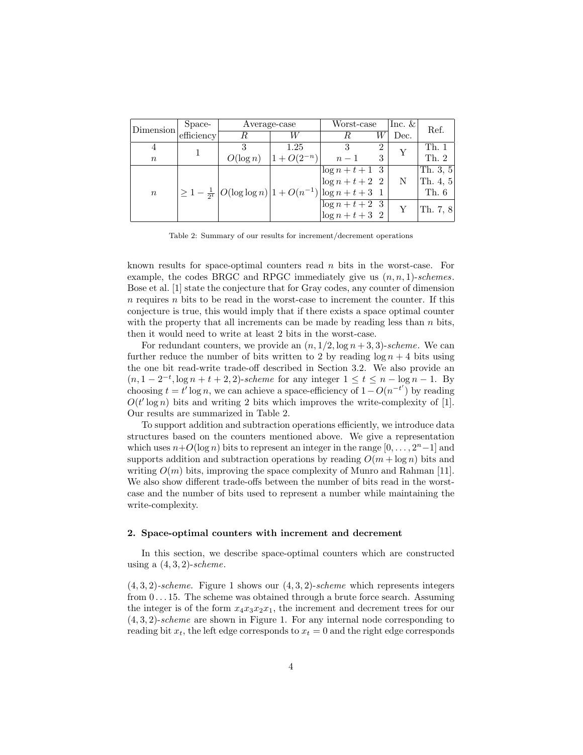| Dimension | Space-efficiency | Average-case |  | Worst-case |  | Inc. & Dec. | Ref. |
|---|---|---|---|---|---|---|---|
|  |  | $R$ | $W$ | $R$ | $W$ |  |  |
| 4 | 1 | 3 | 1.25 | 3 | 2 | Y | Th. 1 |
| $n$ |  | $O(\log n)$ | $1+O(2^{-n})$ | $n-1$ | 3 |  | Th. 2 |
| $n$ | $\geq 1-\frac{1}{2^t}$ | $O(\log\log n)$ | $1+O(n^{-1})$ | $\log n+t+1$ | 3 | N | Th. 3, 5 |
|  |  |  |  | $\log n+t+2$ | 2 |  | Th. 4, 5 |
|  |  |  |  | $\log n+t+3$ | 1 |  | Th. 6 |
|  |  |  |  | $\log n+t+2$ | 3 | Y | Th. 7, 8 |
|  |  |  |  | $\log n+t+3$ | 2 |  |  |

Table 2: Summary of our results for increment/decrement operations

known results for space-optimal counters read $n$ bits in the worst-case. For example, the codes BRGC and RPGC immediately give us $(n, n, 1)$-*schemes*. Bose et al. [1] state the conjecture that for Gray codes, any counter of dimension $n$ requires $n$ bits to be read in the worst-case to increment the counter. If this conjecture is true, this would imply that if there exists a space optimal counter with the property that all increments can be made by reading less than $n$ bits, then it would need to write at least 2 bits in the worst-case.

For redundant counters, we provide an $(n, 1/2, \log n+3, 3)$-*scheme*. We can further reduce the number of bits written to 2 by reading $\log n + 4$ bits using the one bit read-write trade-off described in Section 3.2. We also provide an $(n, 1-2^{-t}, \log n+t+2, 2)$-*scheme* for any integer $1 \leq t \leq n - \log n - 1$. By choosing $t = t' \log n$, we can achieve a space-efficiency of $1 - O(n^{-t'})$ by reading $O(t' \log n)$ bits and writing 2 bits which improves the write-complexity of [1]. Our results are summarized in Table 2.

To support addition and subtraction operations efficiently, we introduce data structures based on the counters mentioned above. We give a representation which uses $n+O(\log n)$ bits to represent an integer in the range $[0, \ldots, 2^n-1]$ and supports addition and subtraction operations by reading $O(m + \log n)$ bits and writing $O(m)$ bits, improving the space complexity of Munro and Rahman [11]. We also show different trade-offs between the number of bits read in the worst-case and the number of bits used to represent a number while maintaining the write-complexity.

## 2. Space-optimal counters with increment and decrement

In this section, we describe space-optimal counters which are constructed using a $(4, 3, 2)$-*scheme*.

*$(4, 3, 2)$-scheme.* Figure 1 shows our $(4, 3, 2)$-*scheme* which represents integers from $0 \ldots 15$. The scheme was obtained through a brute force search. Assuming the integer is of the form $x_4x_3x_2x_1$, the increment and decrement trees for our $(4, 3, 2)$-*scheme* are shown in Figure 1. For any internal node corresponding to reading bit $x_t$, the left edge corresponds to $x_t = 0$ and the right edge corresponds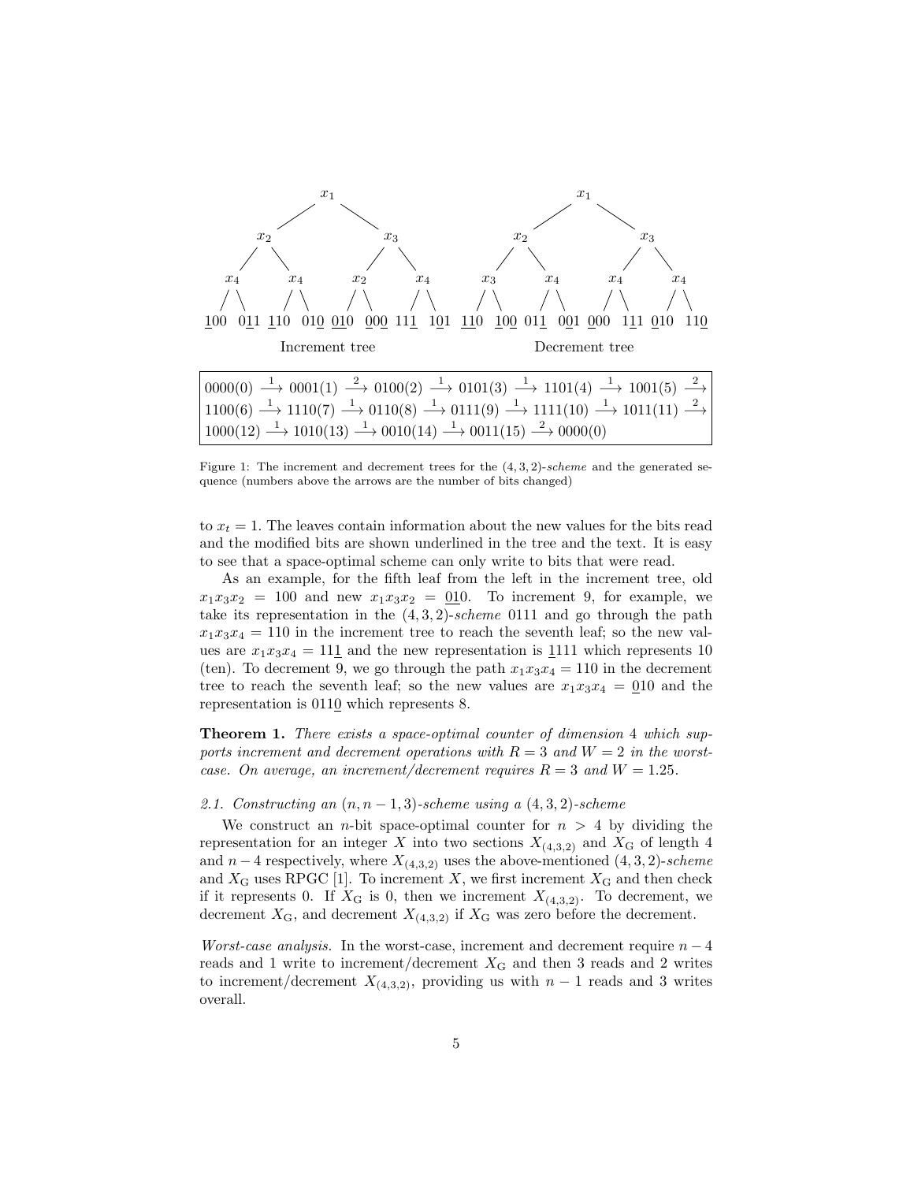Increment tree:

- $x_1$
  - $x_2$
    - $x_4$: $\underline{1}00$, $0\underline{1}1$
    - $x_4$: $\underline{1}10$, $01\underline{0}$
  - $x_3$
    - $x_2$: $\underline{0}10$, $0\underline{0}0$
    - $x_4$: $11\underline{1}$, $1\underline{0}1$

Decrement tree:

- $x_1$
  - $x_2$
    - $x_3$: $\underline{1}10$, $\underline{1}00$
    - $x_4$: $01\underline{1}$, $0\underline{0}1$
  - $x_3$
    - $x_4$: $\underline{0}00$, $1\underline{1}1$
    - $x_4$: $\underline{0}10$, $11\underline{0}$

$$0000(0) \xrightarrow{1} 0001(1) \xrightarrow{2} 0100(2) \xrightarrow{1} 0101(3) \xrightarrow{1} 1101(4) \xrightarrow{1} 1001(5) \xrightarrow{2} 1100(6) \xrightarrow{1} 1110(7) \xrightarrow{1} 0110(8) \xrightarrow{1} 0111(9) \xrightarrow{1} 1111(10) \xrightarrow{1} 1011(11) \xrightarrow{2} 1000(12) \xrightarrow{1} 1010(13) \xrightarrow{1} 0010(14) \xrightarrow{1} 0011(15) \xrightarrow{2} 0000(0)$$

Figure 1: The increment and decrement trees for the $(4, 3, 2)$-*scheme* and the generated sequence (numbers above the arrows are the number of bits changed)

to $x_t = 1$. The leaves contain information about the new values for the bits read and the modified bits are shown underlined in the tree and the text. It is easy to see that a space-optimal scheme can only write to bits that were read.

As an example, for the fifth leaf from the left in the increment tree, old $x_1x_3x_2 = 100$ and new $x_1x_3x_2 = \underline{0}10$. To increment 9, for example, we take its representation in the $(4, 3, 2)$-*scheme* 0111 and go through the path $x_1x_3x_4 = 110$ in the increment tree to reach the seventh leaf; so the new values are $x_1x_3x_4 = 11\underline{1}$ and the new representation is $\underline{1}111$ which represents 10 (ten). To decrement 9, we go through the path $x_1x_3x_4 = 110$ in the decrement tree to reach the seventh leaf; so the new values are $x_1x_3x_4 = \underline{0}10$ and the representation is $011\underline{0}$ which represents 8.

**Theorem 1.** *There exists a space-optimal counter of dimension 4 which supports increment and decrement operations with $R = 3$ and $W = 2$ in the worst-case. On average, an increment/decrement requires $R = 3$ and $W = 1.25$.*

### 2.1. Constructing an $(n, n-1, 3)$-scheme using a $(4, 3, 2)$-scheme

We construct an $n$-bit space-optimal counter for $n > 4$ by dividing the representation for an integer $X$ into two sections $X_{(4,3,2)}$ and $X_{\mathrm{G}}$ of length 4 and $n-4$ respectively, where $X_{(4,3,2)}$ uses the above-mentioned $(4, 3, 2)$-*scheme* and $X_{\mathrm{G}}$ uses RPGC [1]. To increment $X$, we first increment $X_{\mathrm{G}}$ and then check if it represents 0. If $X_{\mathrm{G}}$ is 0, then we increment $X_{(4,3,2)}$. To decrement, we decrement $X_{\mathrm{G}}$, and decrement $X_{(4,3,2)}$ if $X_{\mathrm{G}}$ was zero before the decrement.

*Worst-case analysis.* In the worst-case, increment and decrement require $n-4$ reads and 1 write to increment/decrement $X_{\mathrm{G}}$ and then 3 reads and 2 writes to increment/decrement $X_{(4,3,2)}$, providing us with $n-1$ reads and 3 writes overall.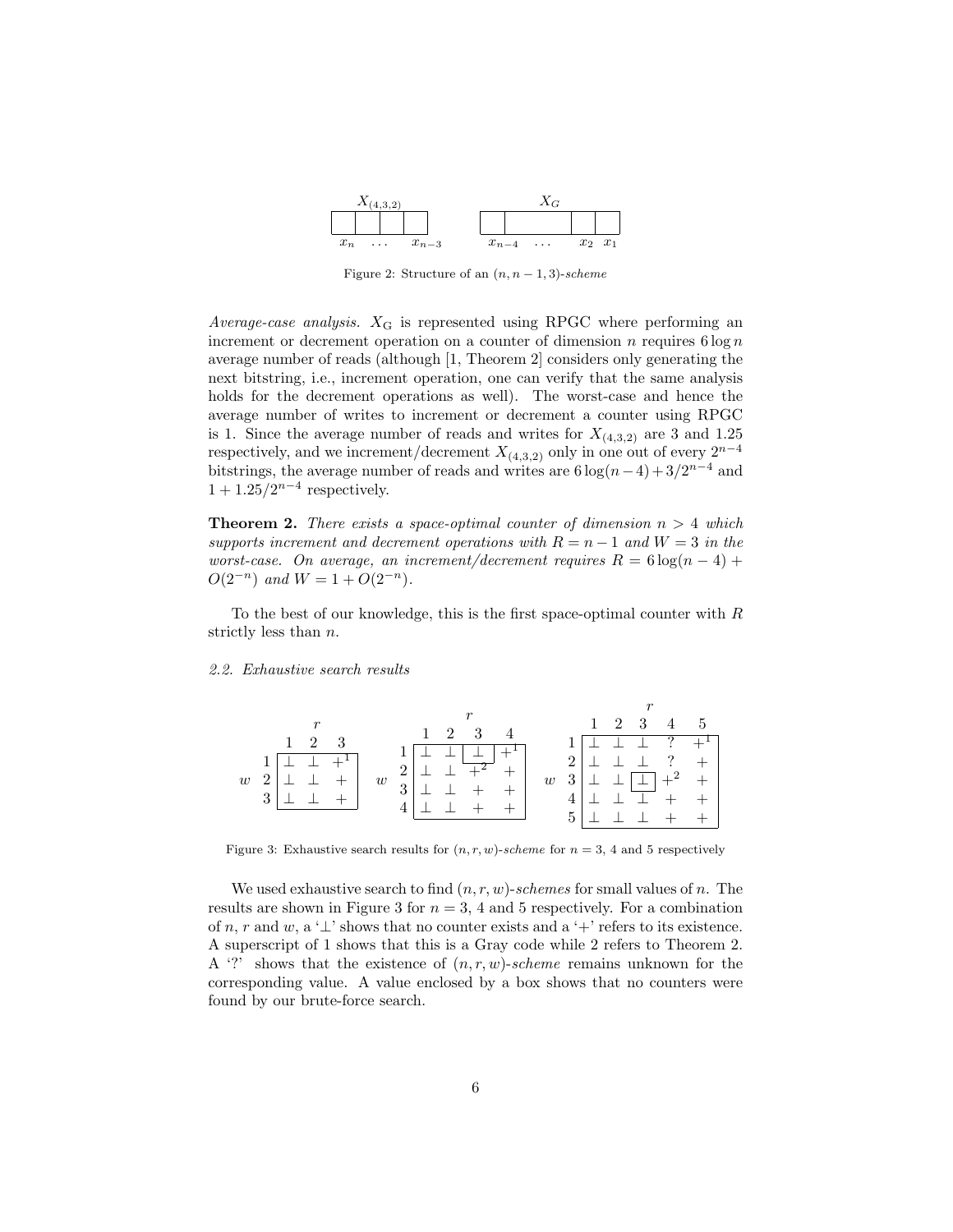| $X_{(4,3,2)}$ | | | | | $X_G$ | | | |
|---|---|---|---|---|---|---|---|---|
| $x_n$ | $\dots$ | $x_{n-3}$ | | $x_{n-4}$ | $\dots$ | $x_2$ | $x_1$ | |

Figure 2: Structure of an $(n, n-1, 3)$-*scheme*

*Average-case analysis.* $X_G$ is represented using RPGC where performing an increment or decrement operation on a counter of dimension $n$ requires $6 \log n$ average number of reads (although [1, Theorem 2] considers only generating the next bitstring, i.e., increment operation, one can verify that the same analysis holds for the decrement operations as well). The worst-case and hence the average number of writes to increment or decrement a counter using RPGC is 1. Since the average number of reads and writes for $X_{(4,3,2)}$ are 3 and 1.25 respectively, and we increment/decrement $X_{(4,3,2)}$ only in one out of every $2^{n-4}$ bitstrings, the average number of reads and writes are $6\log(n-4)+3/2^{n-4}$ and $1+1.25/2^{n-4}$ respectively.

**Theorem 2.** *There exists a space-optimal counter of dimension $n > 4$ which supports increment and decrement operations with $R = n-1$ and $W = 3$ in the worst-case. On average, an increment/decrement requires $R = 6\log(n-4) + O(2^{-n})$ and $W = 1 + O(2^{-n})$.*

To the best of our knowledge, this is the first space-optimal counter with $R$ strictly less than $n$.

### 2.2. Exhaustive search results

$n = 3$:

| $w$ \ $r$ | 1 | 2 | 3 |
|---|---|---|---|
| 1 | $\bot$ | $\bot$ | $+^1$ |
| 2 | $\bot$ | $\bot$ | $+$ |
| 3 | $\bot$ | $\bot$ | $+$ |

$n = 4$:

| $w$ \ $r$ | 1 | 2 | 3 | 4 |
|---|---|---|---|---|
| 1 | $\bot$ | $\bot$ | $\boxed{\bot}$ | $+^1$ |
| 2 | $\bot$ | $\bot$ | $+^2$ | $+$ |
| 3 | $\bot$ | $\bot$ | $+$ | $+$ |
| 4 | $\bot$ | $\bot$ | $+$ | $+$ |

$n = 5$:

| $w$ \ $r$ | 1 | 2 | 3 | 4 | 5 |
|---|---|---|---|---|---|
| 1 | $\bot$ | $\bot$ | $\bot$ | ? | $+^1$ |
| 2 | $\bot$ | $\bot$ | $\bot$ | ? | $+$ |
| 3 | $\bot$ | $\bot$ | $\boxed{\bot}$ | $+^2$ | $+$ |
| 4 | $\bot$ | $\bot$ | $\bot$ | $+$ | $+$ |
| 5 | $\bot$ | $\bot$ | $\bot$ | $+$ | $+$ |

Figure 3: Exhaustive search results for $(n, r, w)$-*scheme* for $n = 3$, 4 and 5 respectively

We used exhaustive search to find $(n, r, w)$-*schemes* for small values of $n$. The results are shown in Figure 3 for $n = 3$, 4 and 5 respectively. For a combination of $n$, $r$ and $w$, a '$\bot$' shows that no counter exists and a '+' refers to its existence. A superscript of 1 shows that this is a Gray code while 2 refers to Theorem 2. A '?' shows that the existence of $(n, r, w)$-*scheme* remains unknown for the corresponding value. A value enclosed by a box shows that no counters were found by our brute-force search.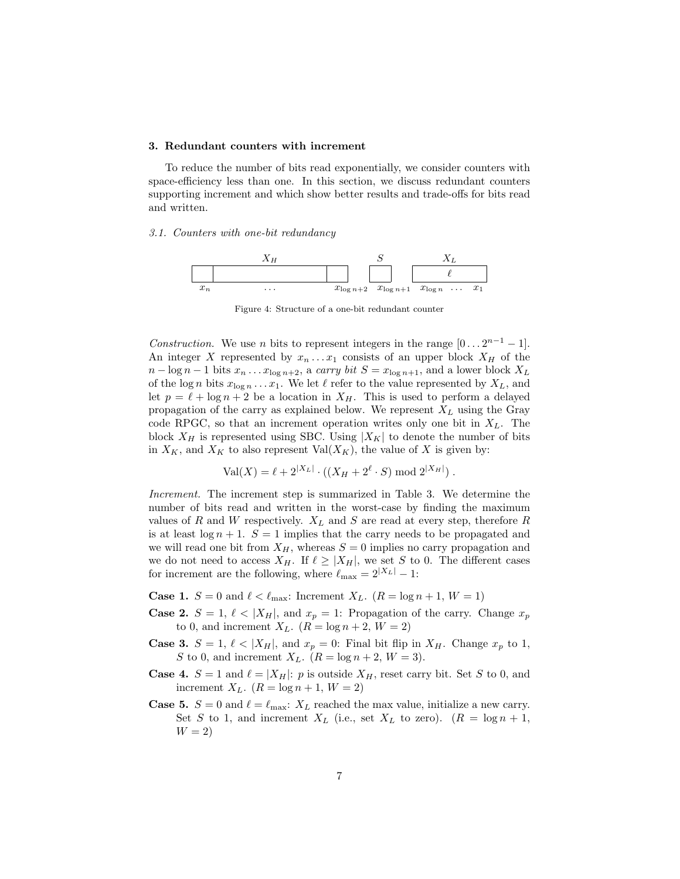## 3. Redundant counters with increment

To reduce the number of bits read exponentially, we consider counters with space-efficiency less than one. In this section, we discuss redundant counters supporting increment and which show better results and trade-offs for bits read and written.

### 3.1. Counters with one-bit redundancy

Figure 4: Structure of a one-bit redundant counter

*Construction.* We use $n$ bits to represent integers in the range $[0 \ldots 2^{n-1} - 1]$. An integer $X$ represented by $x_n \ldots x_1$ consists of an upper block $X_H$ of the $n - \log n - 1$ bits $x_n \ldots x_{\log n+2}$, a *carry bit* $S = x_{\log n+1}$, and a lower block $X_L$ of the $\log n$ bits $x_{\log n} \ldots x_1$. We let $\ell$ refer to the value represented by $X_L$, and let $p = \ell + \log n + 2$ be a location in $X_H$. This is used to perform a delayed propagation of the carry as explained below. We represent $X_L$ using the Gray code RPGC, so that an increment operation writes only one bit in $X_L$. The block $X_H$ is represented using SBC. Using $|X_K|$ to denote the number of bits in $X_K$, and $X_K$ to also represent $\mathrm{Val}(X_K)$, the value of $X$ is given by:

$$\mathrm{Val}(X) = \ell + 2^{|X_L|} \cdot ((X_H + 2^{\ell} \cdot S) \bmod 2^{|X_H|}) .$$

*Increment.* The increment step is summarized in Table 3. We determine the number of bits read and written in the worst-case by finding the maximum values of $R$ and $W$ respectively. $X_L$ and $S$ are read at every step, therefore $R$ is at least $\log n + 1$. $S = 1$ implies that the carry needs to be propagated and we will read one bit from $X_H$, whereas $S = 0$ implies no carry propagation and we do not need to access $X_H$. If $\ell \geq |X_H|$, we set $S$ to 0. The different cases for increment are the following, where $\ell_{\max} = 2^{|X_L|} - 1$:

**Case 1.** $S = 0$ and $\ell < \ell_{\max}$: Increment $X_L$. ($R = \log n + 1$, $W = 1$)

**Case 2.** $S = 1$, $\ell < |X_H|$, and $x_p = 1$: Propagation of the carry. Change $x_p$ to 0, and increment $X_L$. ($R = \log n + 2$, $W = 2$)

**Case 3.** $S = 1$, $\ell < |X_H|$, and $x_p = 0$: Final bit flip in $X_H$. Change $x_p$ to 1, $S$ to 0, and increment $X_L$. ($R = \log n + 2$, $W = 3$).

**Case 4.** $S = 1$ and $\ell = |X_H|$: $p$ is outside $X_H$, reset carry bit. Set $S$ to 0, and increment $X_L$. ($R = \log n + 1$, $W = 2$)

**Case 5.** $S = 0$ and $\ell = \ell_{\max}$: $X_L$ reached the max value, initialize a new carry. Set $S$ to 1, and increment $X_L$ (i.e., set $X_L$ to zero). ($R = \log n + 1$, $W = 2$)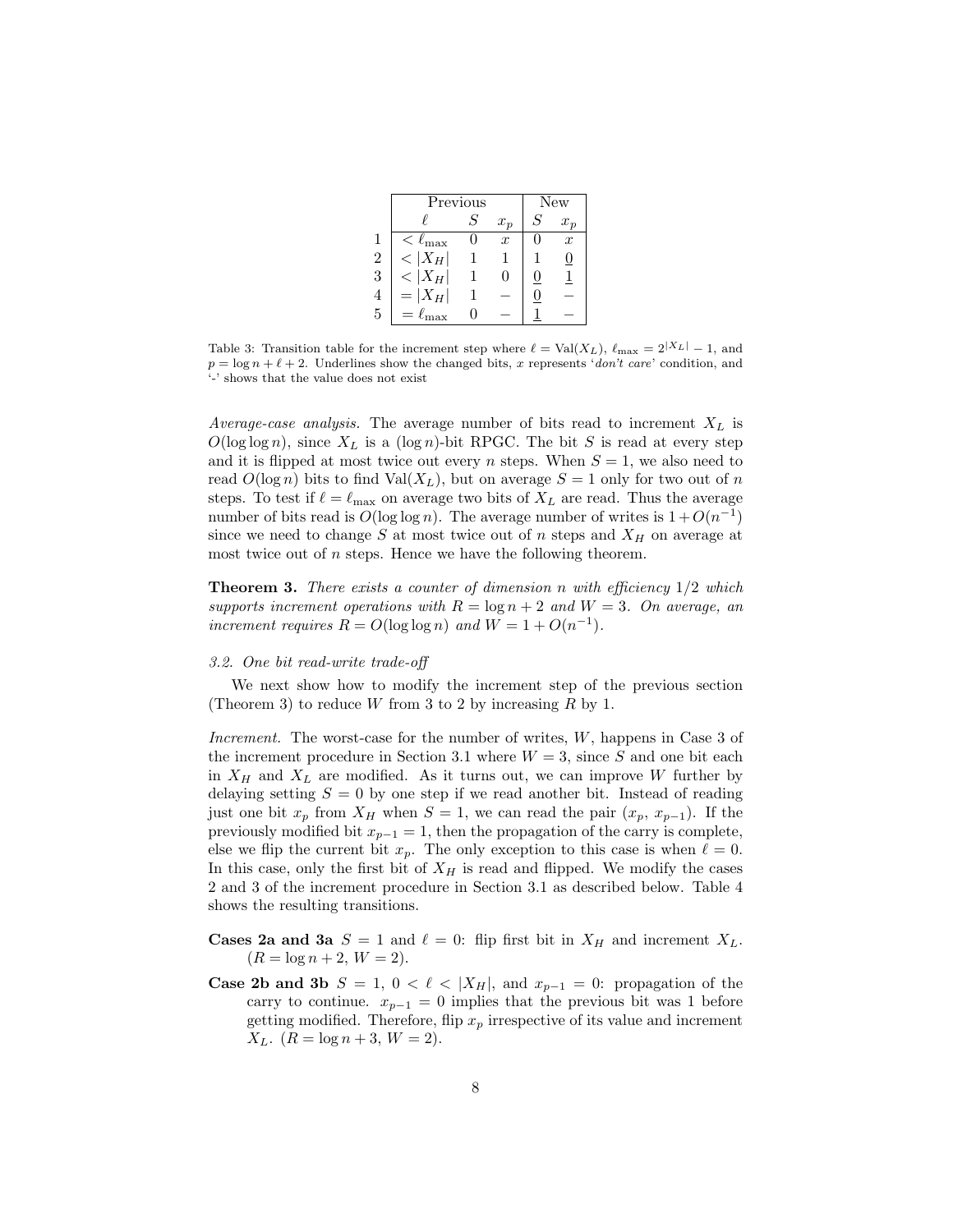| | Previous | | | New | |
|---|---|---|---|---|---|
| | $\ell$ | $S$ | $x_p$ | $S$ | $x_p$ |
| 1 | $< \ell_{\max}$ | 0 | $x$ | 0 | $x$ |
| 2 | $< \lvert X_H \rvert$ | 1 | 1 | 1 | $\underline{0}$ |
| 3 | $< \lvert X_H \rvert$ | 1 | 0 | $\underline{0}$ | $\underline{1}$ |
| 4 | $= \lvert X_H \rvert$ | 1 | – | $\underline{0}$ | – |
| 5 | $= \ell_{\max}$ | 0 | – | $\underline{1}$ | – |

Table 3: Transition table for the increment step where $\ell = \mathrm{Val}(X_L)$, $\ell_{\max} = 2^{|X_L|} - 1$, and $p = \log n + \ell + 2$. Underlines show the changed bits, $x$ represents '*don't care*' condition, and '-' shows that the value does not exist

*Average-case analysis.* The average number of bits read to increment $X_L$ is $O(\log \log n)$, since $X_L$ is a $(\log n)$-bit RPGC. The bit $S$ is read at every step and it is flipped at most twice out every $n$ steps. When $S = 1$, we also need to read $O(\log n)$ bits to find $\mathrm{Val}(X_L)$, but on average $S = 1$ only for two out of $n$ steps. To test if $\ell = \ell_{\max}$ on average two bits of $X_L$ are read. Thus the average number of bits read is $O(\log \log n)$. The average number of writes is $1 + O(n^{-1})$ since we need to change $S$ at most twice out of $n$ steps and $X_H$ on average at most twice out of $n$ steps. Hence we have the following theorem.

**Theorem 3.** *There exists a counter of dimension $n$ with efficiency $1/2$ which supports increment operations with $R = \log n + 2$ and $W = 3$. On average, an increment requires $R = O(\log \log n)$ and $W = 1 + O(n^{-1})$.*

### 3.2. One bit read-write trade-off

We next show how to modify the increment step of the previous section (Theorem 3) to reduce $W$ from 3 to 2 by increasing $R$ by 1.

*Increment.* The worst-case for the number of writes, $W$, happens in Case 3 of the increment procedure in Section 3.1 where $W = 3$, since $S$ and one bit each in $X_H$ and $X_L$ are modified. As it turns out, we can improve $W$ further by delaying setting $S = 0$ by one step if we read another bit. Instead of reading just one bit $x_p$ from $X_H$ when $S = 1$, we can read the pair ($x_p$, $x_{p-1}$). If the previously modified bit $x_{p-1} = 1$, then the propagation of the carry is complete, else we flip the current bit $x_p$. The only exception to this case is when $\ell = 0$. In this case, only the first bit of $X_H$ is read and flipped. We modify the cases 2 and 3 of the increment procedure in Section 3.1 as described below. Table 4 shows the resulting transitions.

**Cases 2a and 3a** $S = 1$ and $\ell = 0$: flip first bit in $X_H$ and increment $X_L$. ($R = \log n + 2$, $W = 2$).

**Case 2b and 3b** $S = 1$, $0 < \ell < |X_H|$, and $x_{p-1} = 0$: propagation of the carry to continue. $x_{p-1} = 0$ implies that the previous bit was 1 before getting modified. Therefore, flip $x_p$ irrespective of its value and increment $X_L$. ($R = \log n + 3$, $W = 2$).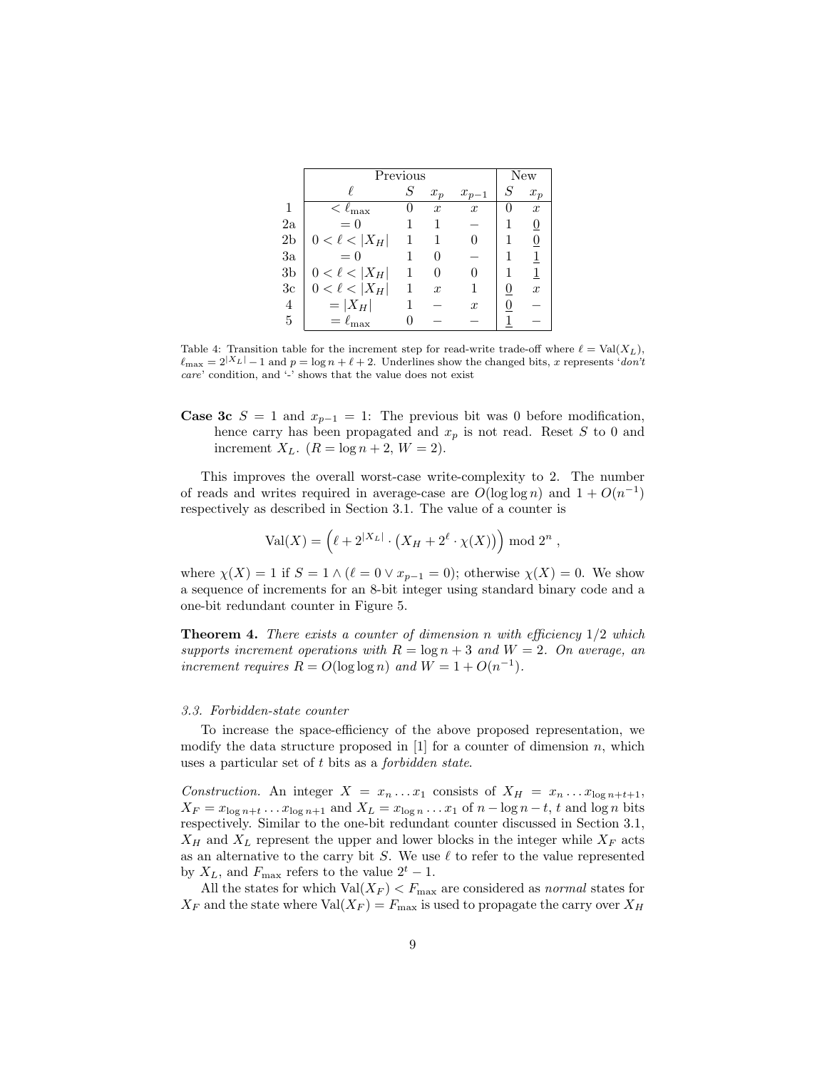| | Previous | | | | New | |
|---|---|---|---|---|---|---|
| | $\ell$ | $S$ | $x_p$ | $x_{p-1}$ | $S$ | $x_p$ |
| 1 | $< \ell_{\max}$ | 0 | $x$ | $x$ | 0 | $x$ |
| 2a | $= 0$ | 1 | 1 | – | 1 | $\underline{0}$ |
| 2b | $0 < \ell < \lvert X_H \rvert$ | 1 | 1 | 0 | 1 | $\underline{0}$ |
| 3a | $= 0$ | 1 | 0 | – | 1 | $\underline{1}$ |
| 3b | $0 < \ell < \lvert X_H \rvert$ | 1 | 0 | 0 | 1 | $\underline{1}$ |
| 3c | $0 < \ell < \lvert X_H \rvert$ | 1 | $x$ | 1 | $\underline{0}$ | $x$ |
| 4 | $= \lvert X_H \rvert$ | 1 | – | $x$ | $\underline{0}$ | – |
| 5 | $= \ell_{\max}$ | 0 | – | – | $\underline{1}$ | – |

Table 4: Transition table for the increment step for read-write trade-off where $\ell = \text{Val}(X_L)$, $\ell_{\max} = 2^{|X_L|} - 1$ and $p = \log n + \ell + 2$. Underlines show the changed bits, $x$ represents '*don't care*' condition, and '-' shows that the value does not exist

**Case 3c** $S = 1$ and $x_{p-1} = 1$: The previous bit was 0 before modification, hence carry has been propagated and $x_p$ is not read. Reset $S$ to 0 and increment $X_L$. ($R = \log n + 2$, $W = 2$).

This improves the overall worst-case write-complexity to 2. The number of reads and writes required in average-case are $O(\log\log n)$ and $1 + O(n^{-1})$ respectively as described in Section 3.1. The value of a counter is

$$\text{Val}(X) = \Big(\ell + 2^{|X_L|} \cdot \big(X_H + 2^{\ell} \cdot \chi(X)\big)\Big) \bmod 2^n ,$$

where $\chi(X) = 1$ if $S = 1 \wedge (\ell = 0 \vee x_{p-1} = 0)$; otherwise $\chi(X) = 0$. We show a sequence of increments for an 8-bit integer using standard binary code and a one-bit redundant counter in Figure 5.

**Theorem 4.** *There exists a counter of dimension $n$ with efficiency $1/2$ which supports increment operations with $R = \log n + 3$ and $W = 2$. On average, an increment requires $R = O(\log\log n)$ and $W = 1 + O(n^{-1})$.*

### 3.3. Forbidden-state counter

To increase the space-efficiency of the above proposed representation, we modify the data structure proposed in [1] for a counter of dimension $n$, which uses a particular set of $t$ bits as a *forbidden state*.

*Construction.* An integer $X = x_n \dots x_1$ consists of $X_H = x_n \dots x_{\log n + t + 1}$, $X_F = x_{\log n + t} \dots x_{\log n + 1}$ and $X_L = x_{\log n} \dots x_1$ of $n - \log n - t$, $t$ and $\log n$ bits respectively. Similar to the one-bit redundant counter discussed in Section 3.1, $X_H$ and $X_L$ represent the upper and lower blocks in the integer while $X_F$ acts as an alternative to the carry bit $S$. We use $\ell$ to refer to the value represented by $X_L$, and $F_{\max}$ refers to the value $2^t - 1$.

All the states for which $\text{Val}(X_F) < F_{\max}$ are considered as *normal* states for $X_F$ and the state where $\text{Val}(X_F) = F_{\max}$ is used to propagate the carry over $X_H$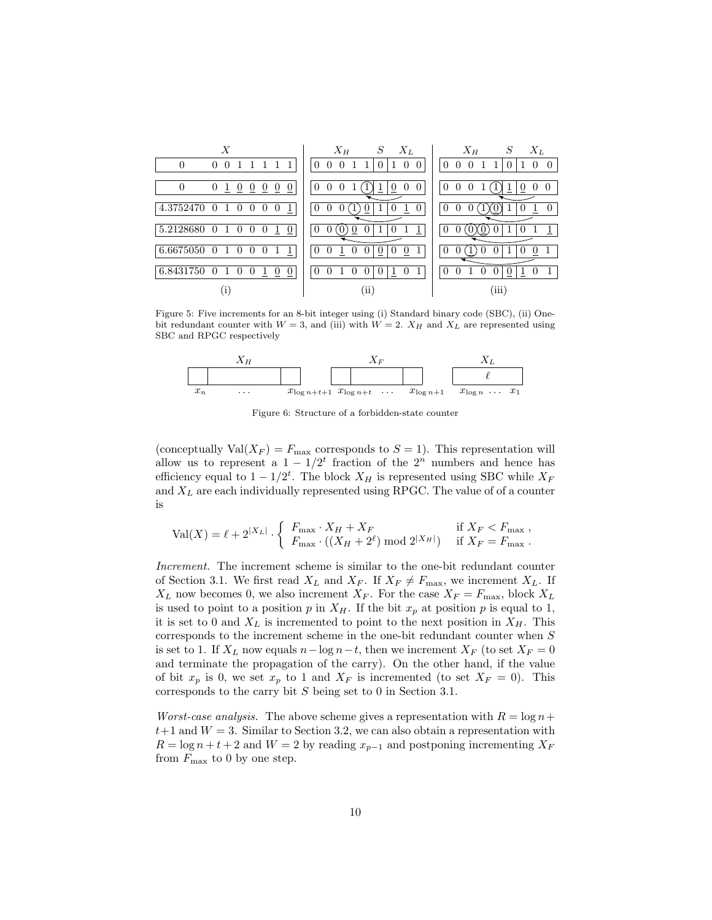Figure 5: Five increments for an 8-bit integer using (i) Standard binary code (SBC), (ii) One-bit redundant counter with $W = 3$, and (iii) with $W = 2$. $X_H$ and $X_L$ are represented using SBC and RPGC respectively

Figure 6: Structure of a forbidden-state counter

(conceptually $\text{Val}(X_F) = F_{\max}$ corresponds to $S = 1$). This representation will allow us to represent a $1 - 1/2^t$ fraction of the $2^n$ numbers and hence has efficiency equal to $1 - 1/2^t$. The block $X_H$ is represented using SBC while $X_F$ and $X_L$ are each individually represented using RPGC. The value of of a counter is

$$\text{Val}(X) = \ell + 2^{|X_L|} \cdot \begin{cases} F_{\max} \cdot X_H + X_F & \text{if } X_F < F_{\max}\,, \\ F_{\max} \cdot ((X_H + 2^{\ell}) \bmod 2^{|X_H|}) & \text{if } X_F = F_{\max}\,. \end{cases}$$

*Increment.* The increment scheme is similar to the one-bit redundant counter of Section 3.1. We first read $X_L$ and $X_F$. If $X_F \neq F_{\max}$, we increment $X_L$. If $X_L$ now becomes 0, we also increment $X_F$. For the case $X_F = F_{\max}$, block $X_L$ is used to point to a position $p$ in $X_H$. If the bit $x_p$ at position $p$ is equal to 1, it is set to 0 and $X_L$ is incremented to point to the next position in $X_H$. This corresponds to the increment scheme in the one-bit redundant counter when $S$ is set to 1. If $X_L$ now equals $n - \log n - t$, then we increment $X_F$ (to set $X_F = 0$ and terminate the propagation of the carry). On the other hand, if the value of bit $x_p$ is 0, we set $x_p$ to 1 and $X_F$ is incremented (to set $X_F = 0$). This corresponds to the carry bit $S$ being set to 0 in Section 3.1.

*Worst-case analysis.* The above scheme gives a representation with $R = \log n + t + 1$ and $W = 3$. Similar to Section 3.2, we can also obtain a representation with $R = \log n + t + 2$ and $W = 2$ by reading $x_{p-1}$ and postponing incrementing $X_F$ from $F_{\max}$ to 0 by one step.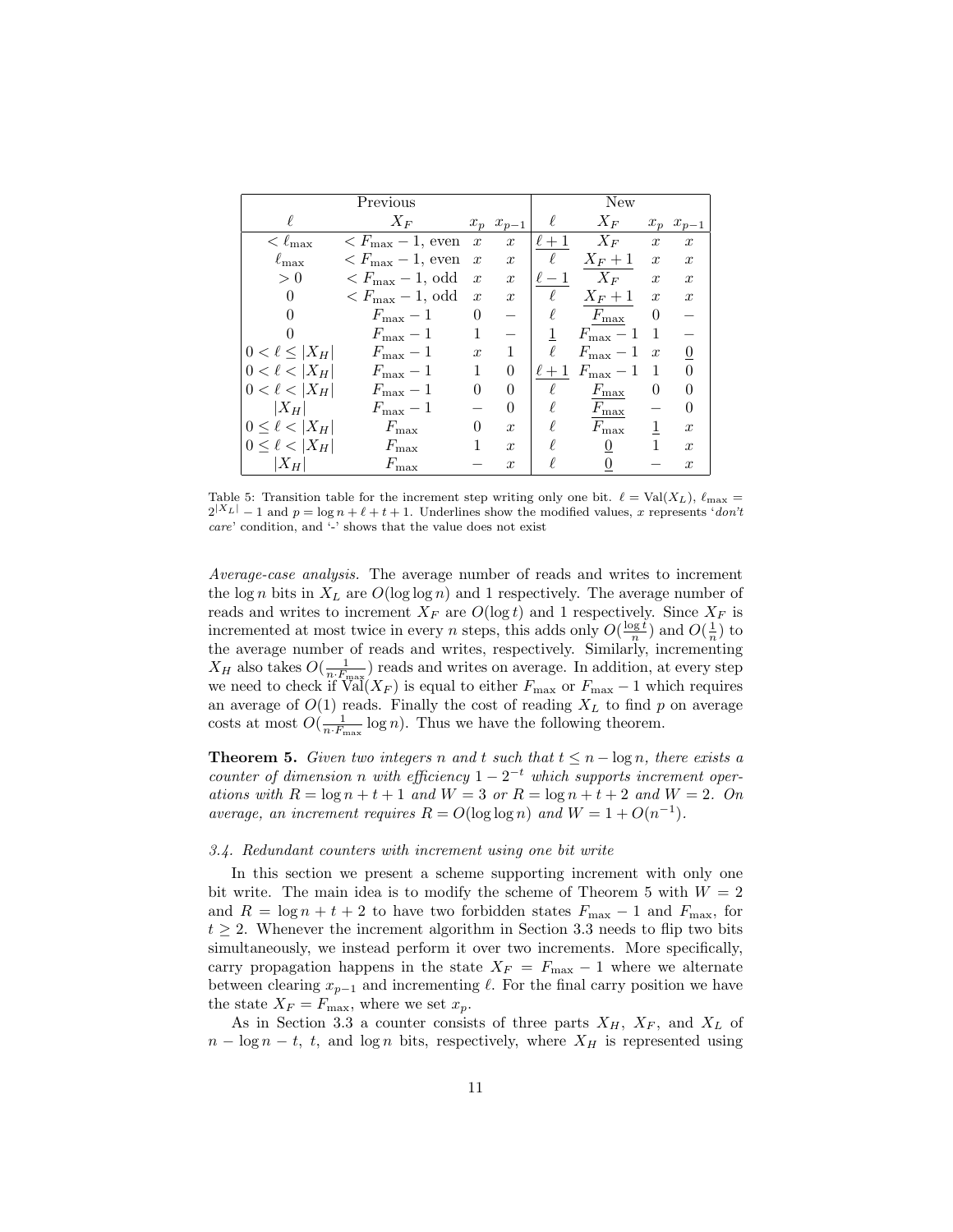| Previous | | | | New | | | |
|---|---|---|---|---|---|---|---|
| $\ell$ | $X_F$ | $x_p$ | $x_{p-1}$ | $\ell$ | $X_F$ | $x_p$ | $x_{p-1}$ |
| $< \ell_{\max}$ | $< F_{\max} - 1$, even | $x$ | $x$ | $\underline{\ell + 1}$ | $X_F$ | $x$ | $x$ |
| $\ell_{\max}$ | $< F_{\max} - 1$, even | $x$ | $x$ | $\ell$ | $\underline{X_F + 1}$ | $x$ | $x$ |
| $> 0$ | $< F_{\max} - 1$, odd | $x$ | $x$ | $\underline{\ell - 1}$ | $X_F$ | $x$ | $x$ |
| $0$ | $< F_{\max} - 1$, odd | $x$ | $x$ | $\ell$ | $\underline{X_F + 1}$ | $x$ | $x$ |
| $0$ | $F_{\max} - 1$ | $0$ | $-$ | $\ell$ | $\underline{F_{\max}}$ | $0$ | $-$ |
| $0$ | $F_{\max} - 1$ | $1$ | $-$ | $\underline{1}$ | $F_{\max} - 1$ | $1$ | $-$ |
| $0 < \ell \leq \lvert X_H \rvert$ | $F_{\max} - 1$ | $x$ | $1$ | $\ell$ | $F_{\max} - 1$ | $x$ | $\underline{0}$ |
| $0 < \ell < \lvert X_H \rvert$ | $F_{\max} - 1$ | $1$ | $0$ | $\underline{\ell + 1}$ | $F_{\max} - 1$ | $1$ | $0$ |
| $0 < \ell < \lvert X_H \rvert$ | $F_{\max} - 1$ | $0$ | $0$ | $\ell$ | $\underline{F_{\max}}$ | $0$ | $0$ |
| $\lvert X_H \rvert$ | $F_{\max} - 1$ | $-$ | $0$ | $\ell$ | $\underline{F_{\max}}$ | $-$ | $0$ |
| $0 \leq \ell < \lvert X_H \rvert$ | $F_{\max}$ | $0$ | $x$ | $\ell$ | $F_{\max}$ | $\underline{1}$ | $x$ |
| $0 \leq \ell < \lvert X_H \rvert$ | $F_{\max}$ | $1$ | $x$ | $\ell$ | $\underline{0}$ | $1$ | $x$ |
| $\lvert X_H \rvert$ | $F_{\max}$ | $-$ | $x$ | $\ell$ | $\underline{0}$ | $-$ | $x$ |

Table 5: Transition table for the increment step writing only one bit. $\ell = \text{Val}(X_L)$, $\ell_{\max} = 2^{|X_L|} - 1$ and $p = \log n + \ell + t + 1$. Underlines show the modified values, $x$ represents '*don't care*' condition, and '-' shows that the value does not exist

*Average-case analysis.* The average number of reads and writes to increment the $\log n$ bits in $X_L$ are $O(\log \log n)$ and 1 respectively. The average number of reads and writes to increment $X_F$ are $O(\log t)$ and 1 respectively. Since $X_F$ is incremented at most twice in every $n$ steps, this adds only $O(\frac{\log t}{n})$ and $O(\frac{1}{n})$ to the average number of reads and writes, respectively. Similarly, incrementing $X_H$ also takes $O(\frac{1}{n \cdot F_{\max}})$ reads and writes on average. In addition, at every step we need to check if $\text{Val}(X_F)$ is equal to either $F_{\max}$ or $F_{\max} - 1$ which requires an average of $O(1)$ reads. Finally the cost of reading $X_L$ to find $p$ on average costs at most $O(\frac{1}{n \cdot F_{\max}} \log n)$. Thus we have the following theorem.

**Theorem 5.** *Given two integers $n$ and $t$ such that $t \leq n - \log n$, there exists a counter of dimension $n$ with efficiency $1 - 2^{-t}$ which supports increment operations with $R = \log n + t + 1$ and $W = 3$ or $R = \log n + t + 2$ and $W = 2$. On average, an increment requires $R = O(\log \log n)$ and $W = 1 + O(n^{-1})$.*

### 3.4. Redundant counters with increment using one bit write

In this section we present a scheme supporting increment with only one bit write. The main idea is to modify the scheme of Theorem 5 with $W = 2$ and $R = \log n + t + 2$ to have two forbidden states $F_{\max} - 1$ and $F_{\max}$, for $t \geq 2$. Whenever the increment algorithm in Section 3.3 needs to flip two bits simultaneously, we instead perform it over two increments. More specifically, carry propagation happens in the state $X_F = F_{\max} - 1$ where we alternate between clearing $x_{p-1}$ and incrementing $\ell$. For the final carry position we have the state $X_F = F_{\max}$, where we set $x_p$.

As in Section 3.3 a counter consists of three parts $X_H$, $X_F$, and $X_L$ of $n - \log n - t$, $t$, and $\log n$ bits, respectively, where $X_H$ is represented using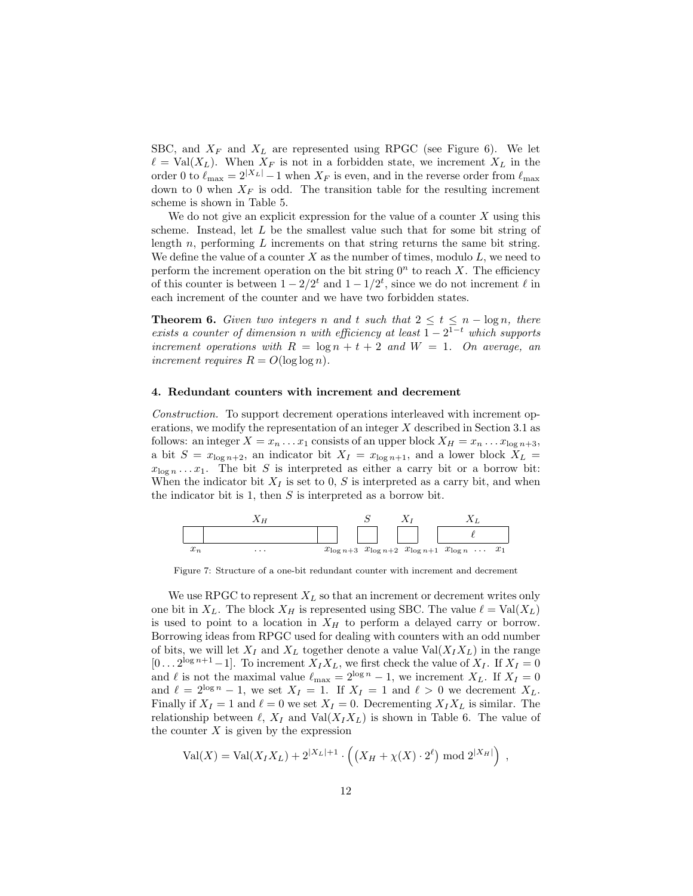SBC, and $X_F$ and $X_L$ are represented using RPGC (see Figure 6). We let $\ell = \text{Val}(X_L)$. When $X_F$ is not in a forbidden state, we increment $X_L$ in the order 0 to $\ell_{\max} = 2^{|X_L|} - 1$ when $X_F$ is even, and in the reverse order from $\ell_{\max}$ down to 0 when $X_F$ is odd. The transition table for the resulting increment scheme is shown in Table 5.

We do not give an explicit expression for the value of a counter $X$ using this scheme. Instead, let $L$ be the smallest value such that for some bit string of length $n$, performing $L$ increments on that string returns the same bit string. We define the value of a counter $X$ as the number of times, modulo $L$, we need to perform the increment operation on the bit string $0^n$ to reach $X$. The efficiency of this counter is between $1 - 2/2^t$ and $1 - 1/2^t$, since we do not increment $\ell$ in each increment of the counter and we have two forbidden states.

**Theorem 6.** *Given two integers $n$ and $t$ such that $2 \leq t \leq n - \log n$, there exists a counter of dimension $n$ with efficiency at least $1 - 2^{1-t}$ which supports increment operations with $R = \log n + t + 2$ and $W = 1$. On average, an increment requires $R = O(\log \log n)$.*

## 4. Redundant counters with increment and decrement

*Construction.* To support decrement operations interleaved with increment operations, we modify the representation of an integer $X$ described in Section 3.1 as follows: an integer $X = x_n \dots x_1$ consists of an upper block $X_H = x_n \dots x_{\log n+3}$, a bit $S = x_{\log n+2}$, an indicator bit $X_I = x_{\log n+1}$, and a lower block $X_L = x_{\log n} \dots x_1$. The bit $S$ is interpreted as either a carry bit or a borrow bit: When the indicator bit $X_I$ is set to 0, $S$ is interpreted as a carry bit, and when the indicator bit is 1, then $S$ is interpreted as a borrow bit.

Figure 7: Structure of a one-bit redundant counter with increment and decrement

We use RPGC to represent $X_L$ so that an increment or decrement writes only one bit in $X_L$. The block $X_H$ is represented using SBC. The value $\ell = \text{Val}(X_L)$ is used to point to a location in $X_H$ to perform a delayed carry or borrow. Borrowing ideas from RPGC used for dealing with counters with an odd number of bits, we will let $X_I$ and $X_L$ together denote a value $\text{Val}(X_I X_L)$ in the range $[0 \dots 2^{\log n+1} - 1]$. To increment $X_I X_L$, we first check the value of $X_I$. If $X_I = 0$ and $\ell$ is not the maximal value $\ell_{\max} = 2^{\log n} - 1$, we increment $X_L$. If $X_I = 0$ and $\ell = 2^{\log n} - 1$, we set $X_I = 1$. If $X_I = 1$ and $\ell > 0$ we decrement $X_L$. Finally if $X_I = 1$ and $\ell = 0$ we set $X_I = 0$. Decrementing $X_I X_L$ is similar. The relationship between $\ell$, $X_I$ and $\text{Val}(X_I X_L)$ is shown in Table 6. The value of the counter $X$ is given by the expression

$$\text{Val}(X) = \text{Val}(X_I X_L) + 2^{|X_L|+1} \cdot \left( \left( X_H + \chi(X) \cdot 2^{\ell} \right) \bmod 2^{|X_H|} \right) ,$$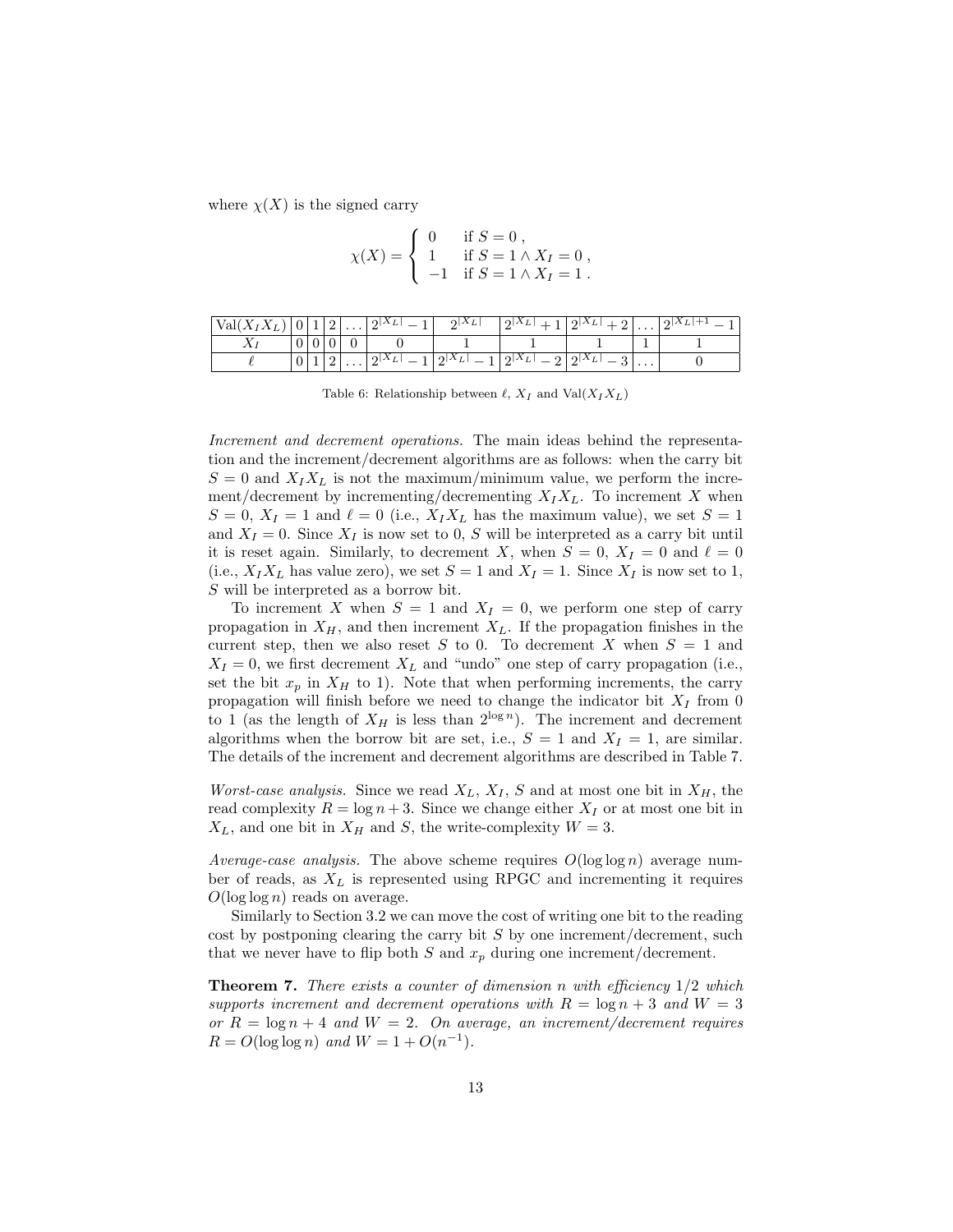where $\chi(X)$ is the signed carry

$$\chi(X) = \begin{cases} 0 & \text{if } S = 0 \, , \\ 1 & \text{if } S = 1 \wedge X_I = 0 \, , \\ -1 & \text{if } S = 1 \wedge X_I = 1 \, . \end{cases}$$

| $\text{Val}(X_I X_L)$ | 0 | 1 | 2 | ... | $2^{\|X_L\|}-1$ | $2^{\|X_L\|}$ | $2^{\|X_L\|}+1$ | $2^{\|X_L\|}+2$ | ... | $2^{\|X_L\|+1}-1$ |
|---|---|---|---|---|---|---|---|---|---|---|
| $X_I$ | 0 | 0 | 0 | 0 | 0 | 1 | 1 | 1 | 1 | 1 |
| $\ell$ | 0 | 1 | 2 | ... | $2^{\|X_L\|}-1$ | $2^{\|X_L\|}-1$ | $2^{\|X_L\|}-2$ | $2^{\|X_L\|}-3$ | ... | 0 |

Table 6: Relationship between $\ell$, $X_I$ and $\text{Val}(X_I X_L)$

*Increment and decrement operations.* The main ideas behind the representation and the increment/decrement algorithms are as follows: when the carry bit $S = 0$ and $X_I X_L$ is not the maximum/minimum value, we perform the increment/decrement by incrementing/decrementing $X_I X_L$. To increment $X$ when $S = 0$, $X_I = 1$ and $\ell = 0$ (i.e., $X_I X_L$ has the maximum value), we set $S = 1$ and $X_I = 0$. Since $X_I$ is now set to 0, $S$ will be interpreted as a carry bit until it is reset again. Similarly, to decrement $X$, when $S = 0$, $X_I = 0$ and $\ell = 0$ (i.e., $X_I X_L$ has value zero), we set $S = 1$ and $X_I = 1$. Since $X_I$ is now set to 1, $S$ will be interpreted as a borrow bit.

To increment $X$ when $S = 1$ and $X_I = 0$, we perform one step of carry propagation in $X_H$, and then increment $X_L$. If the propagation finishes in the current step, then we also reset $S$ to 0. To decrement $X$ when $S = 1$ and $X_I = 0$, we first decrement $X_L$ and "undo" one step of carry propagation (i.e., set the bit $x_p$ in $X_H$ to 1). Note that when performing increments, the carry propagation will finish before we need to change the indicator bit $X_I$ from 0 to 1 (as the length of $X_H$ is less than $2^{\log n}$). The increment and decrement algorithms when the borrow bit are set, i.e., $S = 1$ and $X_I = 1$, are similar. The details of the increment and decrement algorithms are described in Table 7.

*Worst-case analysis.* Since we read $X_L$, $X_I$, $S$ and at most one bit in $X_H$, the read complexity $R = \log n + 3$. Since we change either $X_I$ or at most one bit in $X_L$, and one bit in $X_H$ and $S$, the write-complexity $W = 3$.

*Average-case analysis.* The above scheme requires $O(\log \log n)$ average number of reads, as $X_L$ is represented using RPGC and incrementing it requires $O(\log \log n)$ reads on average.

Similarly to Section 3.2 we can move the cost of writing one bit to the reading cost by postponing clearing the carry bit $S$ by one increment/decrement, such that we never have to flip both $S$ and $x_p$ during one increment/decrement.

**Theorem 7.** *There exists a counter of dimension $n$ with efficiency $1/2$ which supports increment and decrement operations with $R = \log n + 3$ and $W = 3$ or $R = \log n + 4$ and $W = 2$. On average, an increment/decrement requires $R = O(\log \log n)$ and $W = 1 + O(n^{-1})$.*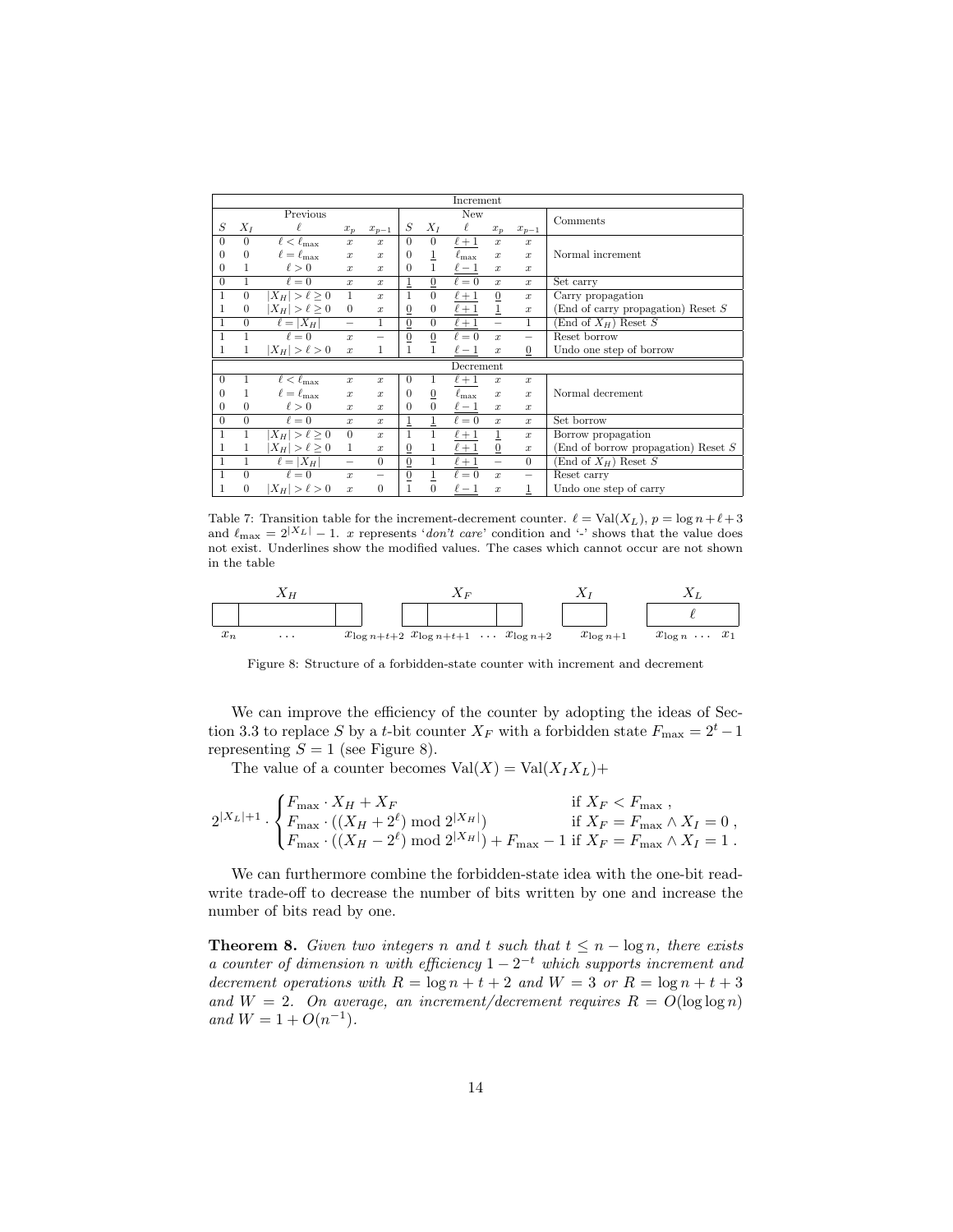| Increment | | | | | | | | | | |
|---|---|---|---|---|---|---|---|---|---|---|
| Previous | | | | | New | | | | | Comments |
| $S$ | $X_I$ | $\ell$ | $x_p$ | $x_{p-1}$ | $S$ | $X_I$ | $\ell$ | $x_p$ | $x_{p-1}$ | |
| 0 | 0 | $\ell < \ell_{\max}$ | $x$ | $x$ | 0 | 0 | $\underline{\ell+1}$ | $x$ | $x$ | Normal increment |
| 0 | 0 | $\ell = \ell_{\max}$ | $x$ | $x$ | 0 | $\underline{1}$ | $\underline{\ell_{\max}}$ | $x$ | $x$ | |
| 0 | 1 | $\ell > 0$ | $x$ | $x$ | 0 | 1 | $\underline{\ell-1}$ | $x$ | $x$ | |
| 0 | 1 | $\ell = 0$ | $x$ | $x$ | $\underline{1}$ | $\underline{0}$ | $\ell = 0$ | $x$ | $x$ | Set carry |
| 1 | 0 | $\lvert X_H\rvert > \ell \geq 0$ | 1 | $x$ | 1 | 0 | $\underline{\ell+1}$ | $\underline{0}$ | $x$ | Carry propagation |
| 1 | 0 | $\lvert X_H\rvert > \ell \geq 0$ | 0 | $x$ | $\underline{0}$ | 0 | $\underline{\ell+1}$ | $\underline{1}$ | $x$ | (End of carry propagation) Reset $S$ |
| 1 | 0 | $\ell = \lvert X_H\rvert$ | – | 1 | $\underline{0}$ | 0 | $\underline{\ell+1}$ | – | 1 | (End of $X_H$) Reset $S$ |
| 1 | 1 | $\ell = 0$ | $x$ | – | $\underline{0}$ | $\underline{0}$ | $\ell = 0$ | $x$ | – | Reset borrow |
| 1 | 1 | $\lvert X_H\rvert > \ell > 0$ | $x$ | 1 | 1 | 1 | $\underline{\ell-1}$ | $x$ | $\underline{0}$ | Undo one step of borrow |
| Decrement | | | | | | | | | | |
| 0 | 1 | $\ell < \ell_{\max}$ | $x$ | $x$ | 0 | 1 | $\underline{\ell+1}$ | $x$ | $x$ | Normal decrement |
| 0 | 1 | $\ell = \ell_{\max}$ | $x$ | $x$ | 0 | $\underline{0}$ | $\underline{\ell_{\max}}$ | $x$ | $x$ | |
| 0 | 0 | $\ell > 0$ | $x$ | $x$ | 0 | 0 | $\underline{\ell-1}$ | $x$ | $x$ | |
| 0 | 0 | $\ell = 0$ | $x$ | $x$ | $\underline{1}$ | $\underline{1}$ | $\ell = 0$ | $x$ | $x$ | Set borrow |
| 1 | 1 | $\lvert X_H\rvert > \ell \geq 0$ | 0 | $x$ | 1 | 1 | $\underline{\ell+1}$ | $\underline{1}$ | $x$ | Borrow propagation |
| 1 | 1 | $\lvert X_H\rvert > \ell \geq 0$ | 1 | $x$ | $\underline{0}$ | 1 | $\underline{\ell+1}$ | $\underline{0}$ | $x$ | (End of borrow propagation) Reset $S$ |
| 1 | 1 | $\ell = \lvert X_H\rvert$ | – | 0 | $\underline{0}$ | 1 | $\underline{\ell+1}$ | – | 0 | (End of $X_H$) Reset $S$ |
| 1 | 0 | $\ell = 0$ | $x$ | – | $\underline{0}$ | $\underline{1}$ | $\ell = 0$ | $x$ | – | Reset carry |
| 1 | 0 | $\lvert X_H\rvert > \ell > 0$ | $x$ | 0 | 1 | 0 | $\underline{\ell-1}$ | $x$ | $\underline{1}$ | Undo one step of carry |

Table 7: Transition table for the increment-decrement counter. $\ell = \mathrm{Val}(X_L)$, $p = \log n + \ell + 3$ and $\ell_{\max} = 2^{|X_L|} - 1$. $x$ represents '*don't care*' condition and '-' shows that the value does not exist. Underlines show the modified values. The cases which cannot occur are not shown in the table

Figure 8: Structure of a forbidden-state counter with increment and decrement

We can improve the efficiency of the counter by adopting the ideas of Section 3.3 to replace $S$ by a $t$-bit counter $X_F$ with a forbidden state $F_{\max} = 2^t - 1$ representing $S = 1$ (see Figure 8).

The value of a counter becomes $\mathrm{Val}(X) = \mathrm{Val}(X_I X_L) +$

$$2^{|X_L|+1} \cdot \begin{cases} F_{\max} \cdot X_H + X_F & \text{if } X_F < F_{\max} \,, \\ F_{\max} \cdot ((X_H + 2^{\ell}) \bmod 2^{|X_H|}) & \text{if } X_F = F_{\max} \wedge X_I = 0 \,, \\ F_{\max} \cdot ((X_H - 2^{\ell}) \bmod 2^{|X_H|}) + F_{\max} - 1 & \text{if } X_F = F_{\max} \wedge X_I = 1 \,. \end{cases}$$

We can furthermore combine the forbidden-state idea with the one-bit read-write trade-off to decrease the number of bits written by one and increase the number of bits read by one.

**Theorem 8.** *Given two integers $n$ and $t$ such that $t \leq n - \log n$, there exists a counter of dimension $n$ with efficiency $1 - 2^{-t}$ which supports increment and decrement operations with $R = \log n + t + 2$ and $W = 3$ or $R = \log n + t + 3$ and $W = 2$. On average, an increment/decrement requires $R = O(\log \log n)$ and $W = 1 + O(n^{-1})$.*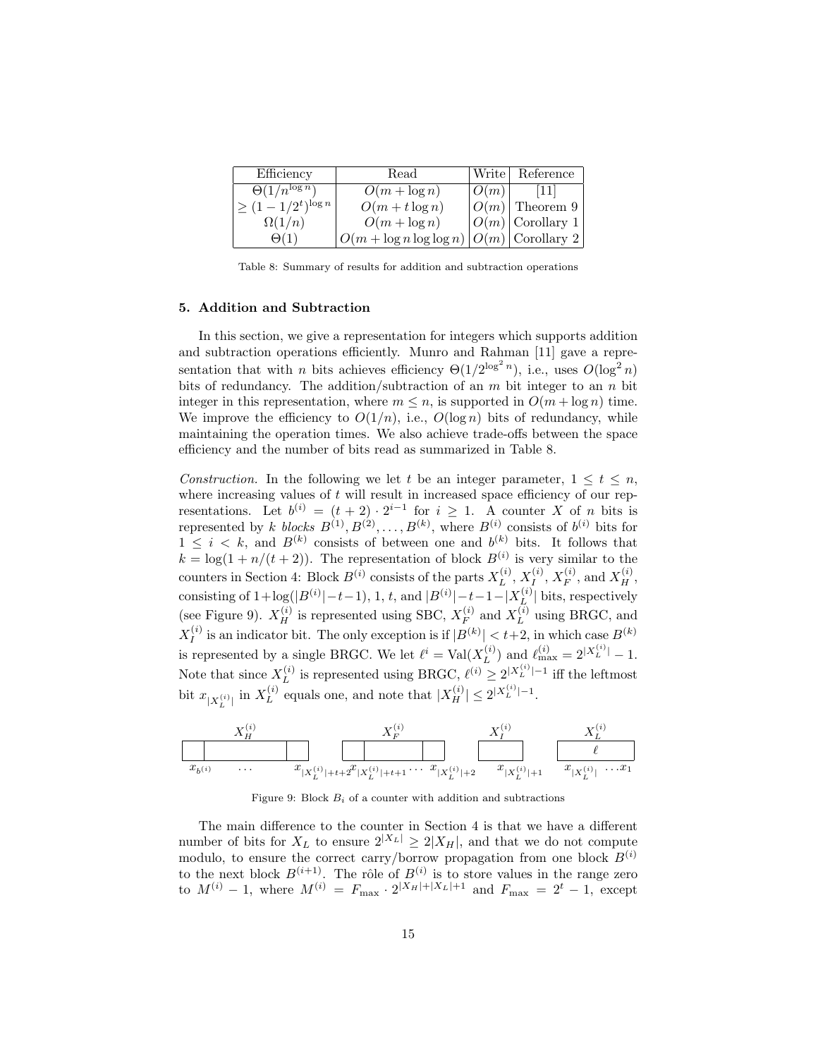| Efficiency | Read | Write | Reference |
|---|---|---|---|
| $\Theta(1/n^{\log n})$ | $O(m + \log n)$ | $O(m)$ | [11] |
| $\geq (1 - 1/2^t)^{\log n}$ | $O(m + t \log n)$ | $O(m)$ | Theorem 9 |
| $\Omega(1/n)$ | $O(m + \log n)$ | $O(m)$ | Corollary 1 |
| $\Theta(1)$ | $O(m + \log n \log \log n)$ | $O(m)$ | Corollary 2 |

Table 8: Summary of results for addition and subtraction operations

## 5. Addition and Subtraction

In this section, we give a representation for integers which supports addition and subtraction operations efficiently. Munro and Rahman [11] gave a representation that with $n$ bits achieves efficiency $\Theta(1/2^{\log^2 n})$, i.e., uses $O(\log^2 n)$ bits of redundancy. The addition/subtraction of an $m$ bit integer to an $n$ bit integer in this representation, where $m \leq n$, is supported in $O(m + \log n)$ time. We improve the efficiency to $O(1/n)$, i.e., $O(\log n)$ bits of redundancy, while maintaining the operation times. We also achieve trade-offs between the space efficiency and the number of bits read as summarized in Table 8.

*Construction.* In the following we let $t$ be an integer parameter, $1 \leq t \leq n$, where increasing values of $t$ will result in increased space efficiency of our representations. Let $b^{(i)} = (t+2) \cdot 2^{i-1}$ for $i \geq 1$. A counter $X$ of $n$ bits is represented by $k$ *blocks* $B^{(1)}, B^{(2)}, \ldots, B^{(k)}$, where $B^{(i)}$ consists of $b^{(i)}$ bits for $1 \leq i < k$, and $B^{(k)}$ consists of between one and $b^{(k)}$ bits. It follows that $k = \log(1 + n/(t+2))$. The representation of block $B^{(i)}$ is very similar to the counters in Section 4: Block $B^{(i)}$ consists of the parts $X_L^{(i)}$, $X_I^{(i)}$, $X_F^{(i)}$, and $X_H^{(i)}$, consisting of $1 + \log(|B^{(i)}| - t - 1)$, 1, $t$, and $|B^{(i)}| - t - 1 - |X_L^{(i)}|$ bits, respectively (see Figure 9). $X_H^{(i)}$ is represented using SBC, $X_F^{(i)}$ and $X_L^{(i)}$ using BRGC, and $X_I^{(i)}$ is an indicator bit. The only exception is if $|B^{(k)}| < t+2$, in which case $B^{(k)}$ is represented by a single BRGC. We let $\ell^i = \text{Val}(X_L^{(i)})$ and $\ell_{\max}^{(i)} = 2^{|X_L^{(i)}|} - 1$. Note that since $X_L^{(i)}$ is represented using BRGC, $\ell^{(i)} \geq 2^{|X_L^{(i)}|-1}$ iff the leftmost bit $x_{|X_L^{(i)}|}$ in $X_L^{(i)}$ equals one, and note that $|X_H^{(i)}| \leq 2^{|X_L^{(i)}|-1}$.

Figure 9: Block $B_i$ of a counter with addition and subtractions

The main difference to the counter in Section 4 is that we have a different number of bits for $X_L$ to ensure $2^{|X_L|} \geq 2|X_H|$, and that we do not compute modulo, to ensure the correct carry/borrow propagation from one block $B^{(i)}$ to the next block $B^{(i+1)}$. The rôle of $B^{(i)}$ is to store values in the range zero to $M^{(i)} - 1$, where $M^{(i)} = F_{\max} \cdot 2^{|X_H|+|X_L|+1}$ and $F_{\max} = 2^t - 1$, except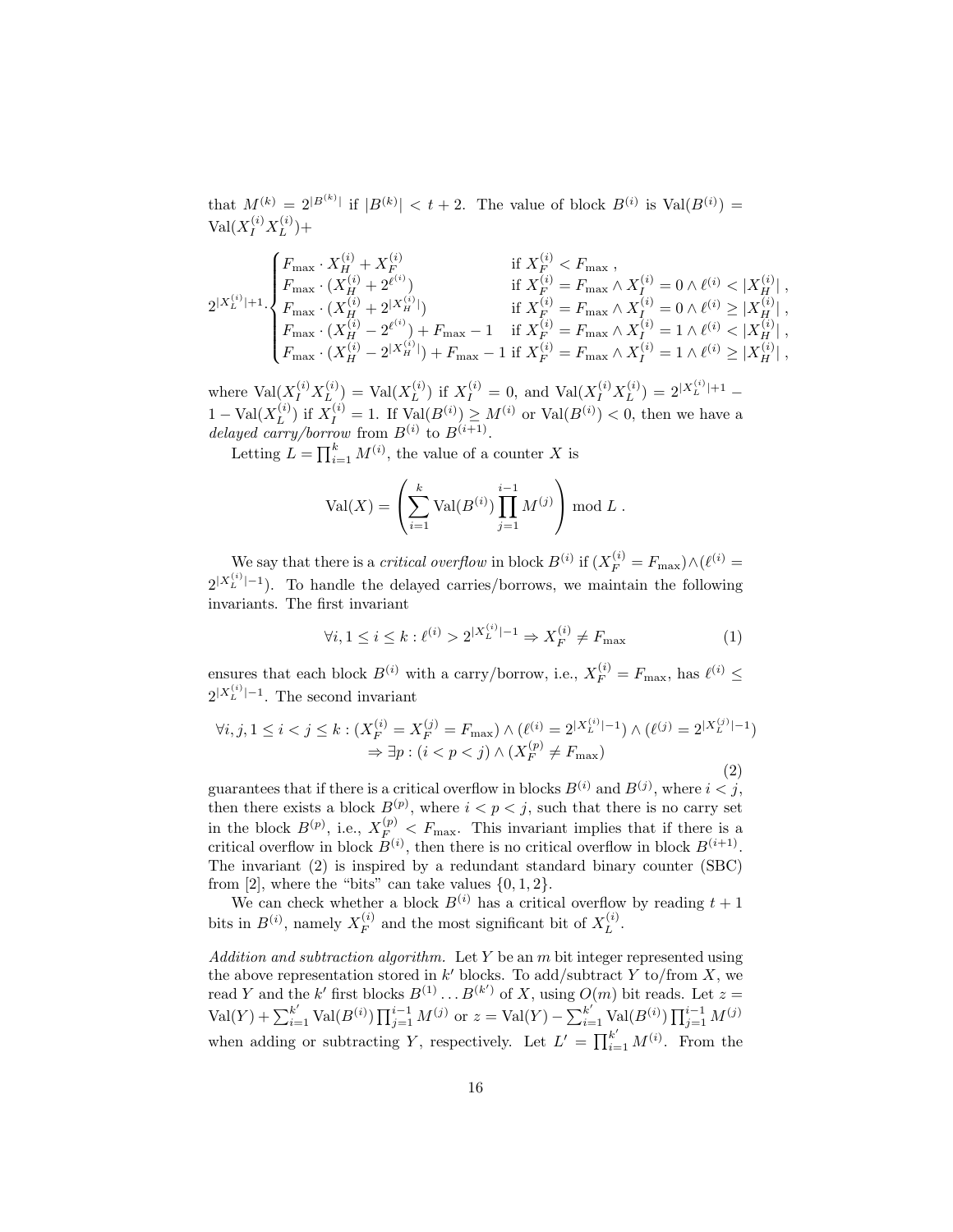that $M^{(k)} = 2^{|B^{(k)}|}$ if $|B^{(k)}| < t+2$. The value of block $B^{(i)}$ is $\mathrm{Val}(B^{(i)}) = \mathrm{Val}(X_I^{(i)} X_L^{(i)}) +$

$$
2^{|X_L^{(i)}|+1} \cdot \begin{cases} F_{\max} \cdot X_H^{(i)} + X_F^{(i)} & \text{if } X_F^{(i)} < F_{\max} , \\ F_{\max} \cdot (X_H^{(i)} + 2^{\ell^{(i)}}) & \text{if } X_F^{(i)} = F_{\max} \wedge X_I^{(i)} = 0 \wedge \ell^{(i)} < |X_H^{(i)}| , \\ F_{\max} \cdot (X_H^{(i)} + 2^{|X_H^{(i)}|}) & \text{if } X_F^{(i)} = F_{\max} \wedge X_I^{(i)} = 0 \wedge \ell^{(i)} \geq |X_H^{(i)}| , \\ F_{\max} \cdot (X_H^{(i)} - 2^{\ell^{(i)}}) + F_{\max} - 1 & \text{if } X_F^{(i)} = F_{\max} \wedge X_I^{(i)} = 1 \wedge \ell^{(i)} < |X_H^{(i)}| , \\ F_{\max} \cdot (X_H^{(i)} - 2^{|X_H^{(i)}|}) + F_{\max} - 1 & \text{if } X_F^{(i)} = F_{\max} \wedge X_I^{(i)} = 1 \wedge \ell^{(i)} \geq |X_H^{(i)}| , \end{cases}
$$

where $\mathrm{Val}(X_I^{(i)} X_L^{(i)}) = \mathrm{Val}(X_L^{(i)})$ if $X_I^{(i)} = 0$, and $\mathrm{Val}(X_I^{(i)} X_L^{(i)}) = 2^{|X_L^{(i)}|+1} - 1 - \mathrm{Val}(X_L^{(i)})$ if $X_I^{(i)} = 1$. If $\mathrm{Val}(B^{(i)}) \geq M^{(i)}$ or $\mathrm{Val}(B^{(i)}) < 0$, then we have a *delayed carry/borrow* from $B^{(i)}$ to $B^{(i+1)}$.

Letting $L = \prod_{i=1}^{k} M^{(i)}$, the value of a counter $X$ is

$$
\mathrm{Val}(X) = \left( \sum_{i=1}^{k} \mathrm{Val}(B^{(i)}) \prod_{j=1}^{i-1} M^{(j)} \right) \bmod L \, .
$$

We say that there is a *critical overflow* in block $B^{(i)}$ if $(X_F^{(i)} = F_{\max}) \wedge (\ell^{(i)} = 2^{|X_L^{(i)}|-1})$. To handle the delayed carries/borrows, we maintain the following invariants. The first invariant

$$
\forall i, 1 \leq i \leq k : \ell^{(i)} > 2^{|X_L^{(i)}|-1} \Rightarrow X_F^{(i)} \neq F_{\max} \tag{1}
$$

ensures that each block $B^{(i)}$ with a carry/borrow, i.e., $X_F^{(i)} = F_{\max}$, has $\ell^{(i)} \leq 2^{|X_L^{(i)}|-1}$. The second invariant

$$
\begin{aligned} \forall i, j, 1 \leq i < j \leq k : (X_F^{(i)} = X_F^{(j)} = F_{\max}) \wedge (\ell^{(i)} = 2^{|X_L^{(i)}|-1}) \wedge (\ell^{(j)} = 2^{|X_L^{(j)}|-1}) \\ \Rightarrow \exists p : (i < p < j) \wedge (X_F^{(p)} \neq F_{\max}) \end{aligned} \tag{2}
$$

guarantees that if there is a critical overflow in blocks $B^{(i)}$ and $B^{(j)}$, where $i < j$, then there exists a block $B^{(p)}$, where $i < p < j$, such that there is no carry set in the block $B^{(p)}$, i.e., $X_F^{(p)} < F_{\max}$. This invariant implies that if there is a critical overflow in block $B^{(i)}$, then there is no critical overflow in block $B^{(i+1)}$. The invariant (2) is inspired by a redundant standard binary counter (SBC) from [2], where the "bits" can take values $\{0, 1, 2\}$.

We can check whether a block $B^{(i)}$ has a critical overflow by reading $t+1$ bits in $B^{(i)}$, namely $X_F^{(i)}$ and the most significant bit of $X_L^{(i)}$.

*Addition and subtraction algorithm.* Let $Y$ be an $m$ bit integer represented using the above representation stored in $k'$ blocks. To add/subtract $Y$ to/from $X$, we read $Y$ and the $k'$ first blocks $B^{(1)} \ldots B^{(k')}$ of $X$, using $O(m)$ bit reads. Let $z = \mathrm{Val}(Y) + \sum_{i=1}^{k'} \mathrm{Val}(B^{(i)}) \prod_{j=1}^{i-1} M^{(j)}$ or $z = \mathrm{Val}(Y) - \sum_{i=1}^{k'} \mathrm{Val}(B^{(i)}) \prod_{j=1}^{i-1} M^{(j)}$ when adding or subtracting $Y$, respectively. Let $L' = \prod_{i=1}^{k'} M^{(i)}$. From the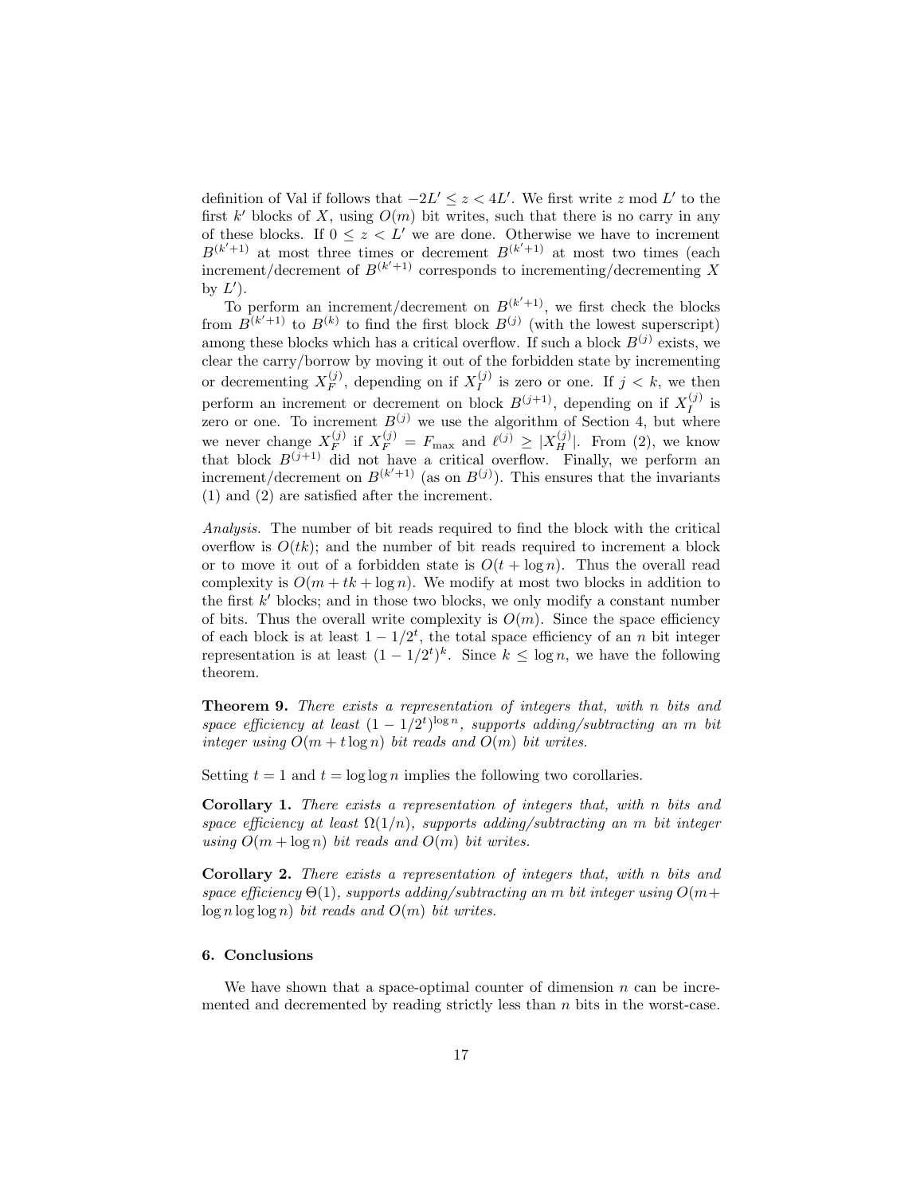definition of Val if follows that $-2L' \leq z < 4L'$. We first write $z \bmod L'$ to the first $k'$ blocks of $X$, using $O(m)$ bit writes, such that there is no carry in any of these blocks. If $0 \leq z < L'$ we are done. Otherwise we have to increment $B^{(k'+1)}$ at most three times or decrement $B^{(k'+1)}$ at most two times (each increment/decrement of $B^{(k'+1)}$ corresponds to incrementing/decrementing $X$ by $L'$).

To perform an increment/decrement on $B^{(k'+1)}$, we first check the blocks from $B^{(k'+1)}$ to $B^{(k)}$ to find the first block $B^{(j)}$ (with the lowest superscript) among these blocks which has a critical overflow. If such a block $B^{(j)}$ exists, we clear the carry/borrow by moving it out of the forbidden state by incrementing or decrementing $X_F^{(j)}$, depending on if $X_I^{(j)}$ is zero or one. If $j < k$, we then perform an increment or decrement on block $B^{(j+1)}$, depending on if $X_I^{(j)}$ is zero or one. To increment $B^{(j)}$ we use the algorithm of Section 4, but where we never change $X_F^{(j)}$ if $X_F^{(j)} = F_{\max}$ and $\ell^{(j)} \geq |X_H^{(j)}|$. From (2), we know that block $B^{(j+1)}$ did not have a critical overflow. Finally, we perform an increment/decrement on $B^{(k'+1)}$ (as on $B^{(j)}$). This ensures that the invariants (1) and (2) are satisfied after the increment.

*Analysis.* The number of bit reads required to find the block with the critical overflow is $O(tk)$; and the number of bit reads required to increment a block or to move it out of a forbidden state is $O(t + \log n)$. Thus the overall read complexity is $O(m + tk + \log n)$. We modify at most two blocks in addition to the first $k'$ blocks; and in those two blocks, we only modify a constant number of bits. Thus the overall write complexity is $O(m)$. Since the space efficiency of each block is at least $1 - 1/2^t$, the total space efficiency of an $n$ bit integer representation is at least $(1 - 1/2^t)^k$. Since $k \leq \log n$, we have the following theorem.

**Theorem 9.** *There exists a representation of integers that, with $n$ bits and space efficiency at least $(1 - 1/2^t)^{\log n}$, supports adding/subtracting an $m$ bit integer using $O(m + t \log n)$ bit reads and $O(m)$ bit writes.*

Setting $t = 1$ and $t = \log \log n$ implies the following two corollaries.

**Corollary 1.** *There exists a representation of integers that, with $n$ bits and space efficiency at least $\Omega(1/n)$, supports adding/subtracting an $m$ bit integer using $O(m + \log n)$ bit reads and $O(m)$ bit writes.*

**Corollary 2.** *There exists a representation of integers that, with $n$ bits and space efficiency $\Theta(1)$, supports adding/subtracting an $m$ bit integer using $O(m + \log n \log \log n)$ bit reads and $O(m)$ bit writes.*

## 6. Conclusions

We have shown that a space-optimal counter of dimension $n$ can be incremented and decremented by reading strictly less than $n$ bits in the worst-case.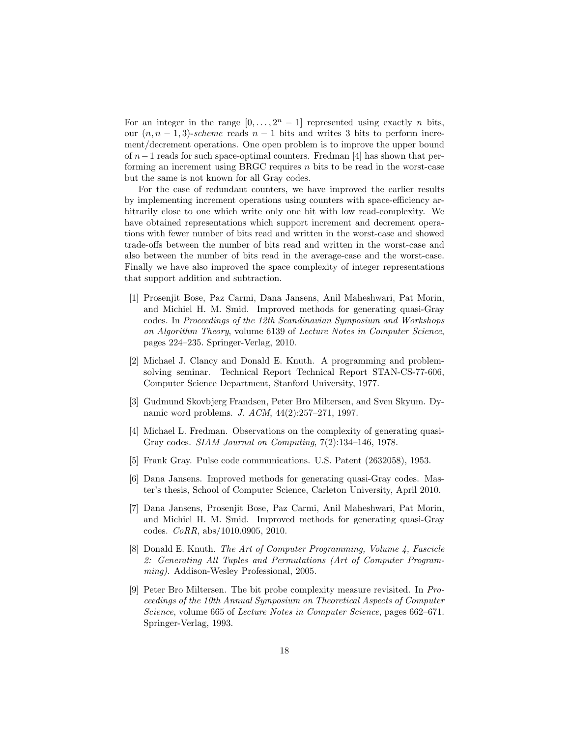For an integer in the range $[0, \ldots, 2^n - 1]$ represented using exactly $n$ bits, our $(n, n-1, 3)$-*scheme* reads $n-1$ bits and writes 3 bits to perform increment/decrement operations. One open problem is to improve the upper bound of $n-1$ reads for such space-optimal counters. Fredman [4] has shown that performing an increment using BRGC requires $n$ bits to be read in the worst-case but the same is not known for all Gray codes.

For the case of redundant counters, we have improved the earlier results by implementing increment operations using counters with space-efficiency arbitrarily close to one which write only one bit with low read-complexity. We have obtained representations which support increment and decrement operations with fewer number of bits read and written in the worst-case and showed trade-offs between the number of bits read and written in the worst-case and also between the number of bits read in the average-case and the worst-case. Finally we have also improved the space complexity of integer representations that support addition and subtraction.

[1] Prosenjit Bose, Paz Carmi, Dana Jansens, Anil Maheshwari, Pat Morin, and Michiel H. M. Smid. Improved methods for generating quasi-Gray codes. In *Proceedings of the 12th Scandinavian Symposium and Workshops on Algorithm Theory*, volume 6139 of *Lecture Notes in Computer Science*, pages 224–235. Springer-Verlag, 2010.

[2] Michael J. Clancy and Donald E. Knuth. A programming and problem-solving seminar. Technical Report Technical Report STAN-CS-77-606, Computer Science Department, Stanford University, 1977.

[3] Gudmund Skovbjerg Frandsen, Peter Bro Miltersen, and Sven Skyum. Dynamic word problems. *J. ACM*, 44(2):257–271, 1997.

[4] Michael L. Fredman. Observations on the complexity of generating quasi-Gray codes. *SIAM Journal on Computing*, 7(2):134–146, 1978.

[5] Frank Gray. Pulse code communications. U.S. Patent (2632058), 1953.

[6] Dana Jansens. Improved methods for generating quasi-Gray codes. Master's thesis, School of Computer Science, Carleton University, April 2010.

[7] Dana Jansens, Prosenjit Bose, Paz Carmi, Anil Maheshwari, Pat Morin, and Michiel H. M. Smid. Improved methods for generating quasi-Gray codes. *CoRR*, abs/1010.0905, 2010.

[8] Donald E. Knuth. *The Art of Computer Programming, Volume 4, Fascicle 2: Generating All Tuples and Permutations (Art of Computer Programming)*. Addison-Wesley Professional, 2005.

[9] Peter Bro Miltersen. The bit probe complexity measure revisited. In *Proceedings of the 10th Annual Symposium on Theoretical Aspects of Computer Science*, volume 665 of *Lecture Notes in Computer Science*, pages 662–671. Springer-Verlag, 1993.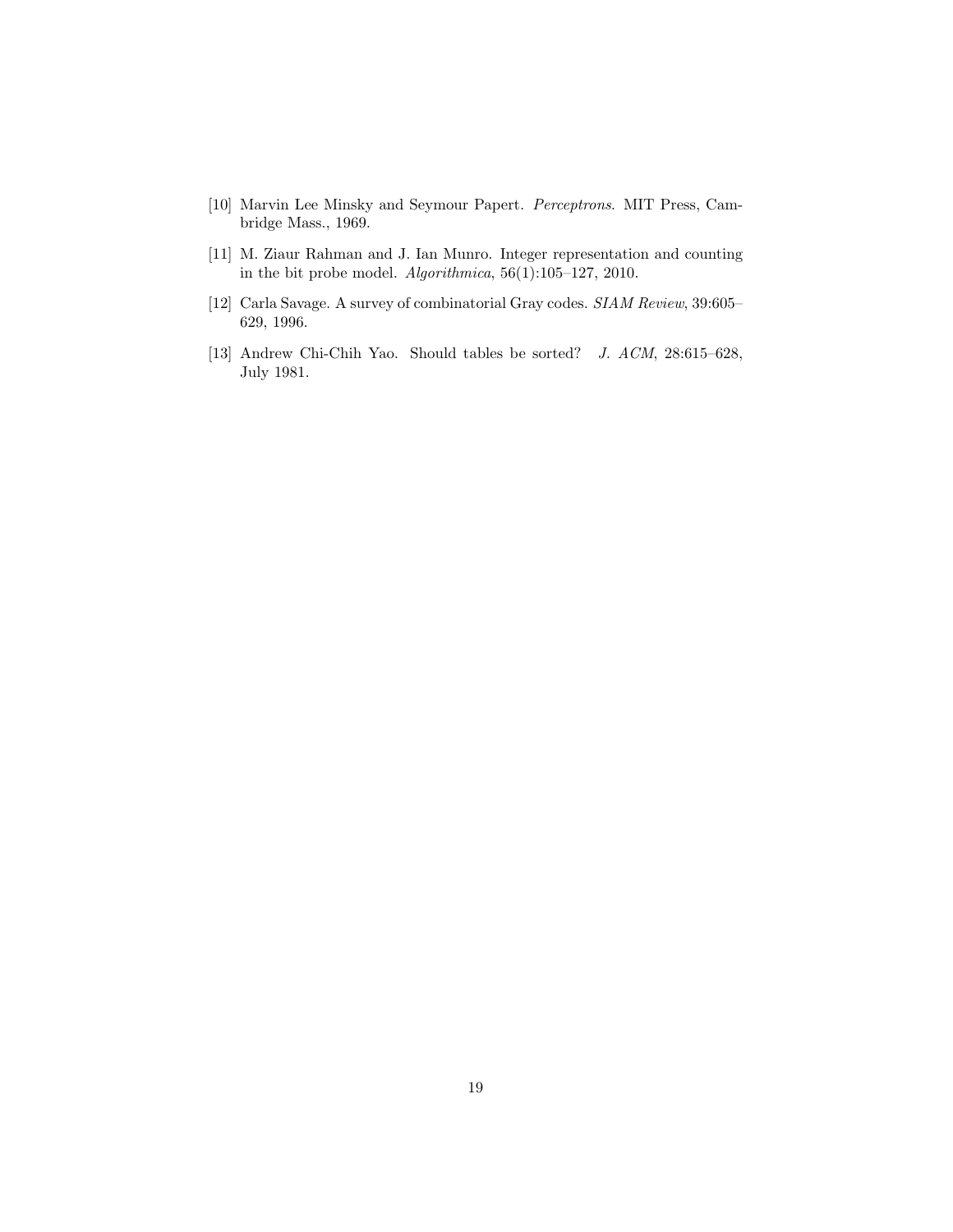[10] Marvin Lee Minsky and Seymour Papert. *Perceptrons*. MIT Press, Cambridge Mass., 1969.

[11] M. Ziaur Rahman and J. Ian Munro. Integer representation and counting in the bit probe model. *Algorithmica*, 56(1):105–127, 2010.

[12] Carla Savage. A survey of combinatorial Gray codes. *SIAM Review*, 39:605–629, 1996.

[13] Andrew Chi-Chih Yao. Should tables be sorted? *J. ACM*, 28:615–628, July 1981.